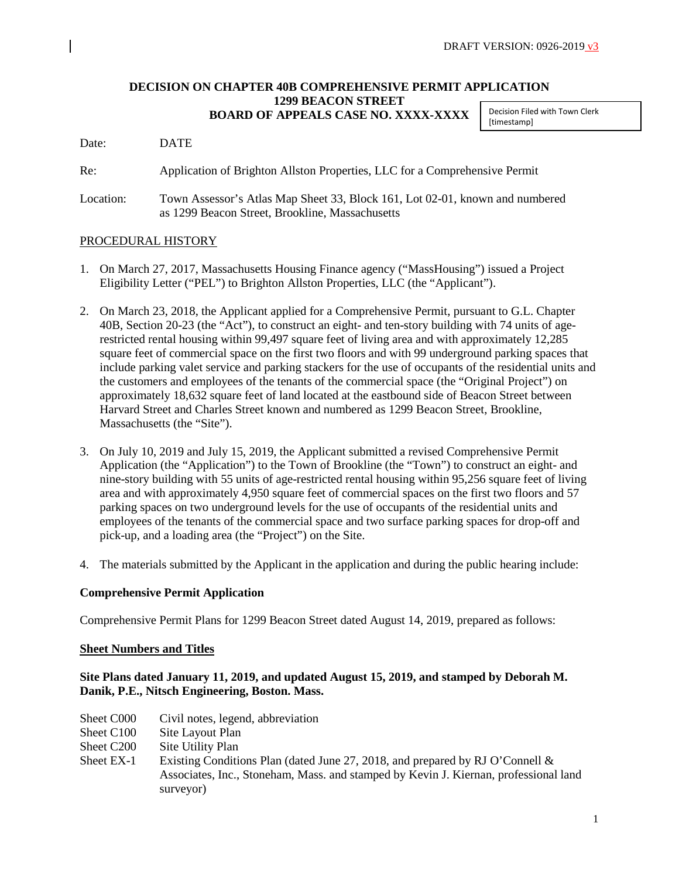DRAFT VERSION: 0926-2019 v3

# DECISION ON CHAPTER 40B COMPREHENSIVE PERMIT APPLICATION
## 1299 BEACON STREET
## BOARD OF APPEALS CASE NO. XXXX-XXXX

Decision Filed with Town Clerk [timestamp]

Date: DATE

Re: Application of Brighton Allston Properties, LLC for a Comprehensive Permit

Location: Town Assessor's Atlas Map Sheet 33, Block 161, Lot 02-01, known and numbered as 1299 Beacon Street, Brookline, Massachusetts

PROCEDURAL HISTORY

1. On March 27, 2017, Massachusetts Housing Finance agency ("MassHousing") issued a Project Eligibility Letter ("PEL") to Brighton Allston Properties, LLC (the "Applicant").

2. On March 23, 2018, the Applicant applied for a Comprehensive Permit, pursuant to G.L. Chapter 40B, Section 20-23 (the "Act"), to construct an eight- and ten-story building with 74 units of age-restricted rental housing within 99,497 square feet of living area and with approximately 12,285 square feet of commercial space on the first two floors and with 99 underground parking spaces that include parking valet service and parking stackers for the use of occupants of the residential units and the customers and employees of the tenants of the commercial space (the "Original Project") on approximately 18,632 square feet of land located at the eastbound side of Beacon Street between Harvard Street and Charles Street known and numbered as 1299 Beacon Street, Brookline, Massachusetts (the "Site").

3. On July 10, 2019 and July 15, 2019, the Applicant submitted a revised Comprehensive Permit Application (the "Application") to the Town of Brookline (the "Town") to construct an eight- and nine-story building with 55 units of age-restricted rental housing within 95,256 square feet of living area and with approximately 4,950 square feet of commercial spaces on the first two floors and 57 parking spaces on two underground levels for the use of occupants of the residential units and employees of the tenants of the commercial space and two surface parking spaces for drop-off and pick-up, and a loading area (the "Project") on the Site.

4. The materials submitted by the Applicant in the application and during the public hearing include:

**Comprehensive Permit Application**

Comprehensive Permit Plans for 1299 Beacon Street dated August 14, 2019, prepared as follows:

**Sheet Numbers and Titles**

**Site Plans dated January 11, 2019, and updated August 15, 2019, and stamped by Deborah M. Danik, P.E., Nitsch Engineering, Boston. Mass.**

Sheet C000 Civil notes, legend, abbreviation
Sheet C100 Site Layout Plan
Sheet C200 Site Utility Plan
Sheet EX-1 Existing Conditions Plan (dated June 27, 2018, and prepared by RJ O'Connell & Associates, Inc., Stoneham, Mass. and stamped by Kevin J. Kiernan, professional land surveyor)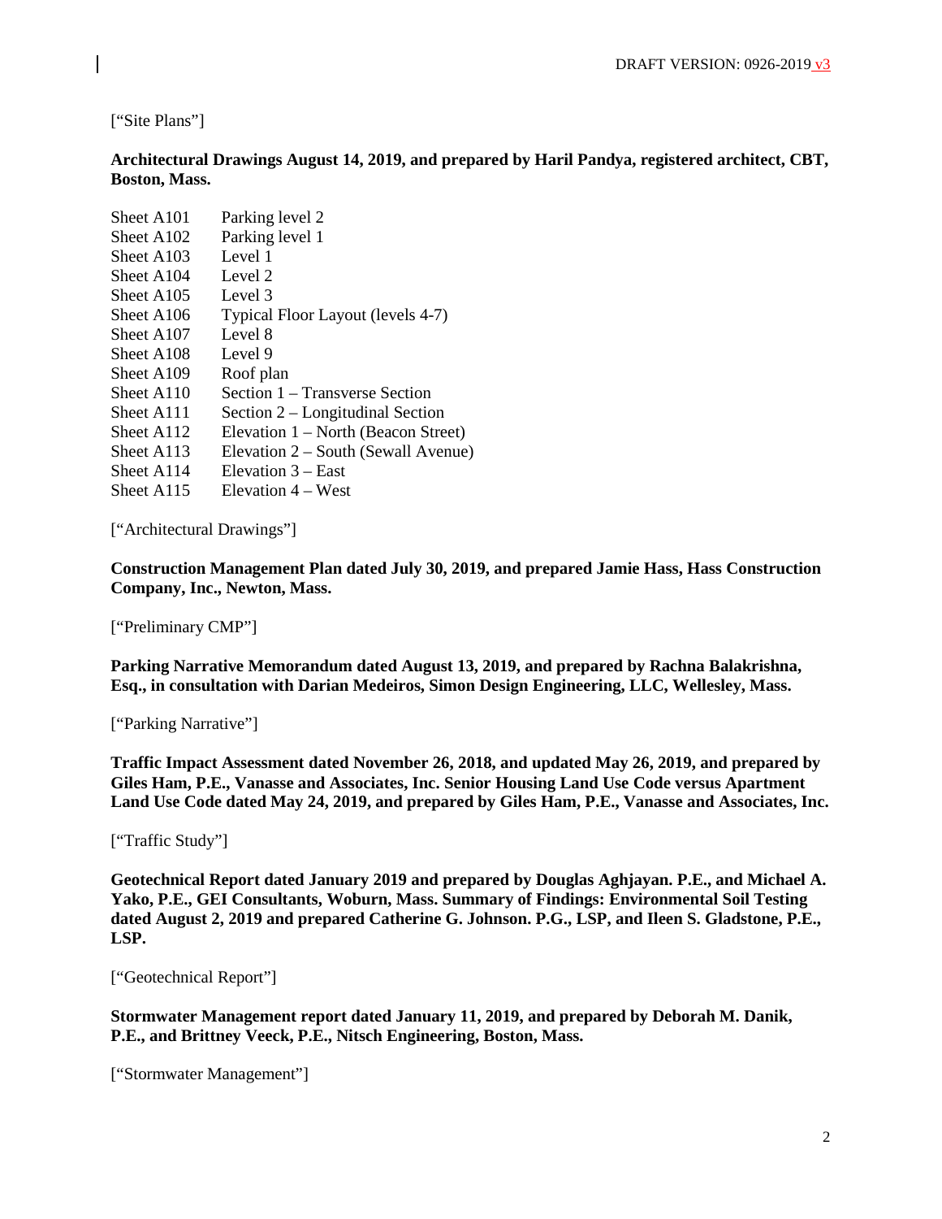["Site Plans"]

**Architectural Drawings August 14, 2019, and prepared by Haril Pandya, registered architect, CBT, Boston, Mass.**

| | |
|---|---|
| Sheet A101 | Parking level 2 |
| Sheet A102 | Parking level 1 |
| Sheet A103 | Level 1 |
| Sheet A104 | Level 2 |
| Sheet A105 | Level 3 |
| Sheet A106 | Typical Floor Layout (levels 4-7) |
| Sheet A107 | Level 8 |
| Sheet A108 | Level 9 |
| Sheet A109 | Roof plan |
| Sheet A110 | Section 1 – Transverse Section |
| Sheet A111 | Section 2 – Longitudinal Section |
| Sheet A112 | Elevation 1 – North (Beacon Street) |
| Sheet A113 | Elevation 2 – South (Sewall Avenue) |
| Sheet A114 | Elevation 3 – East |
| Sheet A115 | Elevation 4 – West |

["Architectural Drawings"]

**Construction Management Plan dated July 30, 2019, and prepared Jamie Hass, Hass Construction Company, Inc., Newton, Mass.**

["Preliminary CMP"]

**Parking Narrative Memorandum dated August 13, 2019, and prepared by Rachna Balakrishna, Esq., in consultation with Darian Medeiros, Simon Design Engineering, LLC, Wellesley, Mass.**

["Parking Narrative"]

**Traffic Impact Assessment dated November 26, 2018, and updated May 26, 2019, and prepared by Giles Ham, P.E., Vanasse and Associates, Inc. Senior Housing Land Use Code versus Apartment Land Use Code dated May 24, 2019, and prepared by Giles Ham, P.E., Vanasse and Associates, Inc.**

["Traffic Study"]

**Geotechnical Report dated January 2019 and prepared by Douglas Aghjayan. P.E., and Michael A. Yako, P.E., GEI Consultants, Woburn, Mass. Summary of Findings: Environmental Soil Testing dated August 2, 2019 and prepared Catherine G. Johnson. P.G., LSP, and Ileen S. Gladstone, P.E., LSP.**

["Geotechnical Report"]

**Stormwater Management report dated January 11, 2019, and prepared by Deborah M. Danik, P.E., and Brittney Veeck, P.E., Nitsch Engineering, Boston, Mass.**

["Stormwater Management"]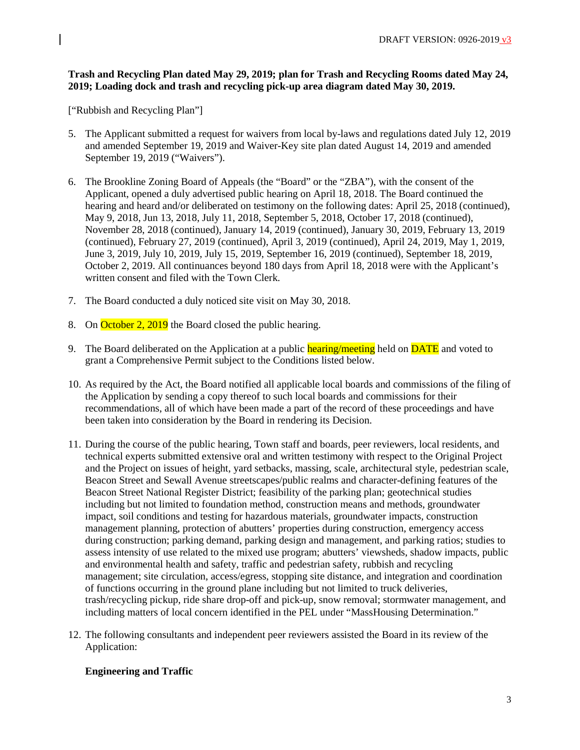**Trash and Recycling Plan dated May 29, 2019; plan for Trash and Recycling Rooms dated May 24, 2019; Loading dock and trash and recycling pick-up area diagram dated May 30, 2019.**

["Rubbish and Recycling Plan"]

5. The Applicant submitted a request for waivers from local by-laws and regulations dated July 12, 2019 and amended September 19, 2019 and Waiver-Key site plan dated August 14, 2019 and amended September 19, 2019 ("Waivers").

6. The Brookline Zoning Board of Appeals (the "Board" or the "ZBA"), with the consent of the Applicant, opened a duly advertised public hearing on April 18, 2018. The Board continued the hearing and heard and/or deliberated on testimony on the following dates: April 25, 2018 (continued), May 9, 2018, Jun 13, 2018, July 11, 2018, September 5, 2018, October 17, 2018 (continued), November 28, 2018 (continued), January 14, 2019 (continued), January 30, 2019, February 13, 2019 (continued), February 27, 2019 (continued), April 3, 2019 (continued), April 24, 2019, May 1, 2019, June 3, 2019, July 10, 2019, July 15, 2019, September 16, 2019 (continued), September 18, 2019, October 2, 2019. All continuances beyond 180 days from April 18, 2018 were with the Applicant's written consent and filed with the Town Clerk.

7. The Board conducted a duly noticed site visit on May 30, 2018.

8. On October 2, 2019 the Board closed the public hearing.

9. The Board deliberated on the Application at a public hearing/meeting held on DATE and voted to grant a Comprehensive Permit subject to the Conditions listed below.

10. As required by the Act, the Board notified all applicable local boards and commissions of the filing of the Application by sending a copy thereof to such local boards and commissions for their recommendations, all of which have been made a part of the record of these proceedings and have been taken into consideration by the Board in rendering its Decision.

11. During the course of the public hearing, Town staff and boards, peer reviewers, local residents, and technical experts submitted extensive oral and written testimony with respect to the Original Project and the Project on issues of height, yard setbacks, massing, scale, architectural style, pedestrian scale, Beacon Street and Sewall Avenue streetscapes/public realms and character-defining features of the Beacon Street National Register District; feasibility of the parking plan; geotechnical studies including but not limited to foundation method, construction means and methods, groundwater impact, soil conditions and testing for hazardous materials, groundwater impacts, construction management planning, protection of abutters' properties during construction, emergency access during construction; parking demand, parking design and management, and parking ratios; studies to assess intensity of use related to the mixed use program; abutters' viewsheds, shadow impacts, public and environmental health and safety, traffic and pedestrian safety, rubbish and recycling management; site circulation, access/egress, stopping site distance, and integration and coordination of functions occurring in the ground plane including but not limited to truck deliveries, trash/recycling pickup, ride share drop-off and pick-up, snow removal; stormwater management, and including matters of local concern identified in the PEL under "MassHousing Determination."

12. The following consultants and independent peer reviewers assisted the Board in its review of the Application:

**Engineering and Traffic**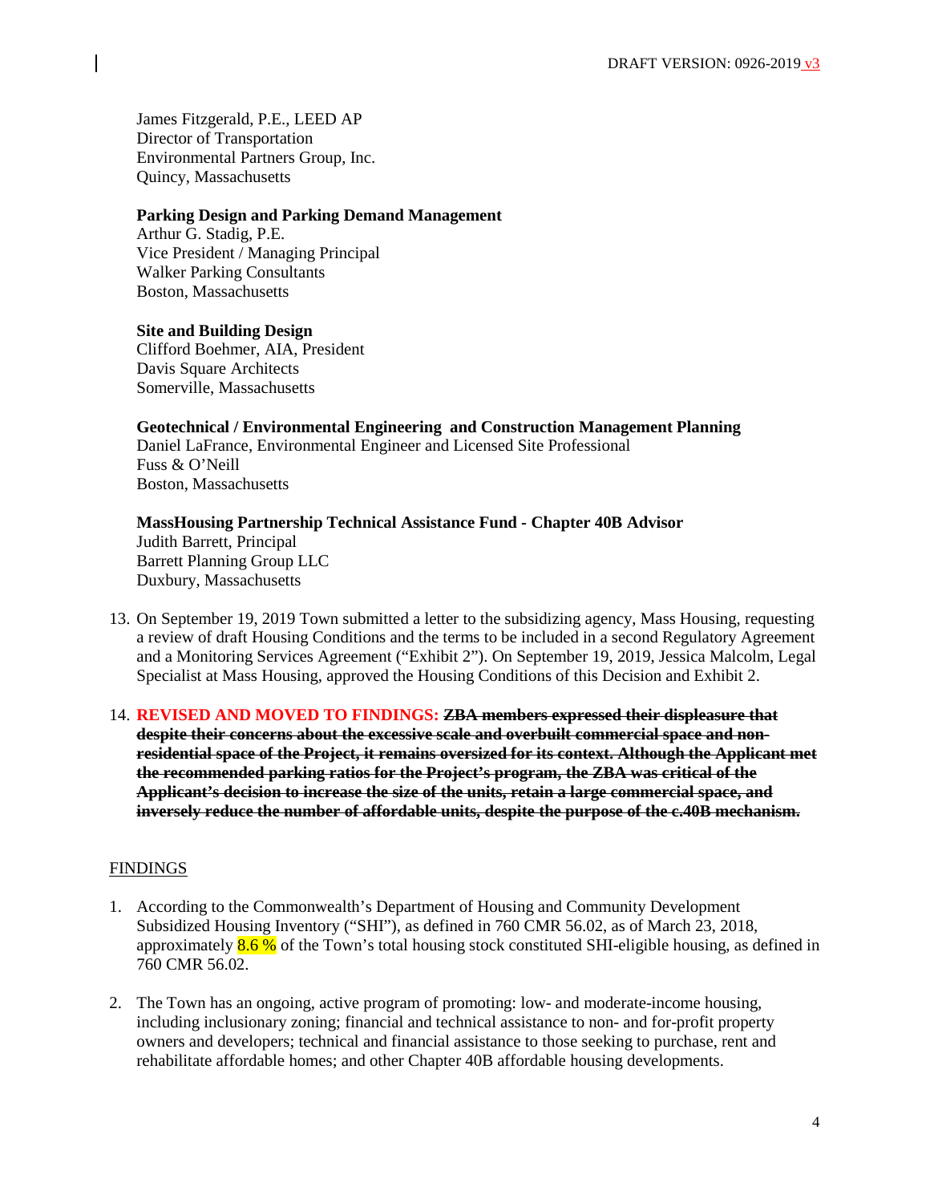James Fitzgerald, P.E., LEED AP
Director of Transportation
Environmental Partners Group, Inc.
Quincy, Massachusetts

**Parking Design and Parking Demand Management**
Arthur G. Stadig, P.E.
Vice President / Managing Principal
Walker Parking Consultants
Boston, Massachusetts

**Site and Building Design**
Clifford Boehmer, AIA, President
Davis Square Architects
Somerville, Massachusetts

**Geotechnical / Environmental Engineering and Construction Management Planning**
Daniel LaFrance, Environmental Engineer and Licensed Site Professional
Fuss & O'Neill
Boston, Massachusetts

**MassHousing Partnership Technical Assistance Fund - Chapter 40B Advisor**
Judith Barrett, Principal
Barrett Planning Group LLC
Duxbury, Massachusetts

13. On September 19, 2019 Town submitted a letter to the subsidizing agency, Mass Housing, requesting a review of draft Housing Conditions and the terms to be included in a second Regulatory Agreement and a Monitoring Services Agreement ("Exhibit 2"). On September 19, 2019, Jessica Malcolm, Legal Specialist at Mass Housing, approved the Housing Conditions of this Decision and Exhibit 2.

14. **REVISED AND MOVED TO FINDINGS:** ~~**ZBA members expressed their displeasure that despite their concerns about the excessive scale and overbuilt commercial space and non-residential space of the Project, it remains oversized for its context. Although the Applicant met the recommended parking ratios for the Project's program, the ZBA was critical of the Applicant's decision to increase the size of the units, retain a large commercial space, and inversely reduce the number of affordable units, despite the purpose of the c.40B mechanism.**~~

FINDINGS

1. According to the Commonwealth's Department of Housing and Community Development Subsidized Housing Inventory ("SHI"), as defined in 760 CMR 56.02, as of March 23, 2018, approximately 8.6 % of the Town's total housing stock constituted SHI-eligible housing, as defined in 760 CMR 56.02.

2. The Town has an ongoing, active program of promoting: low- and moderate-income housing, including inclusionary zoning; financial and technical assistance to non- and for-profit property owners and developers; technical and financial assistance to those seeking to purchase, rent and rehabilitate affordable homes; and other Chapter 40B affordable housing developments.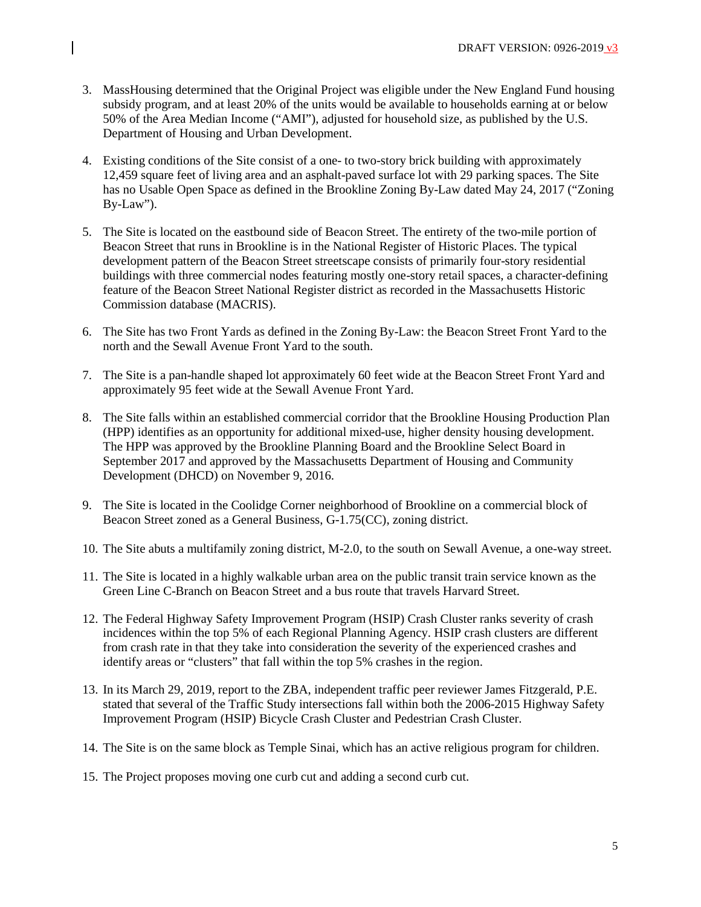3. MassHousing determined that the Original Project was eligible under the New England Fund housing subsidy program, and at least 20% of the units would be available to households earning at or below 50% of the Area Median Income ("AMI"), adjusted for household size, as published by the U.S. Department of Housing and Urban Development.

4. Existing conditions of the Site consist of a one- to two-story brick building with approximately 12,459 square feet of living area and an asphalt-paved surface lot with 29 parking spaces. The Site has no Usable Open Space as defined in the Brookline Zoning By-Law dated May 24, 2017 ("Zoning By-Law").

5. The Site is located on the eastbound side of Beacon Street. The entirety of the two-mile portion of Beacon Street that runs in Brookline is in the National Register of Historic Places. The typical development pattern of the Beacon Street streetscape consists of primarily four-story residential buildings with three commercial nodes featuring mostly one-story retail spaces, a character-defining feature of the Beacon Street National Register district as recorded in the Massachusetts Historic Commission database (MACRIS).

6. The Site has two Front Yards as defined in the Zoning By-Law: the Beacon Street Front Yard to the north and the Sewall Avenue Front Yard to the south.

7. The Site is a pan-handle shaped lot approximately 60 feet wide at the Beacon Street Front Yard and approximately 95 feet wide at the Sewall Avenue Front Yard.

8. The Site falls within an established commercial corridor that the Brookline Housing Production Plan (HPP) identifies as an opportunity for additional mixed-use, higher density housing development. The HPP was approved by the Brookline Planning Board and the Brookline Select Board in September 2017 and approved by the Massachusetts Department of Housing and Community Development (DHCD) on November 9, 2016.

9. The Site is located in the Coolidge Corner neighborhood of Brookline on a commercial block of Beacon Street zoned as a General Business, G-1.75(CC), zoning district.

10. The Site abuts a multifamily zoning district, M-2.0, to the south on Sewall Avenue, a one-way street.

11. The Site is located in a highly walkable urban area on the public transit train service known as the Green Line C-Branch on Beacon Street and a bus route that travels Harvard Street.

12. The Federal Highway Safety Improvement Program (HSIP) Crash Cluster ranks severity of crash incidences within the top 5% of each Regional Planning Agency. HSIP crash clusters are different from crash rate in that they take into consideration the severity of the experienced crashes and identify areas or "clusters" that fall within the top 5% crashes in the region.

13. In its March 29, 2019, report to the ZBA, independent traffic peer reviewer James Fitzgerald, P.E. stated that several of the Traffic Study intersections fall within both the 2006-2015 Highway Safety Improvement Program (HSIP) Bicycle Crash Cluster and Pedestrian Crash Cluster.

14. The Site is on the same block as Temple Sinai, which has an active religious program for children.

15. The Project proposes moving one curb cut and adding a second curb cut.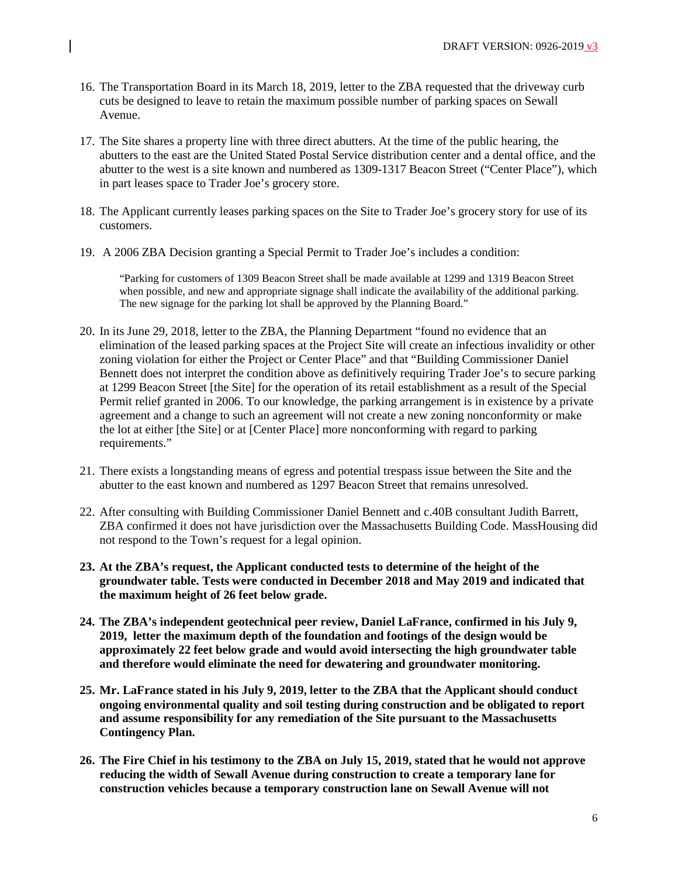16. The Transportation Board in its March 18, 2019, letter to the ZBA requested that the driveway curb cuts be designed to leave to retain the maximum possible number of parking spaces on Sewall Avenue.

17. The Site shares a property line with three direct abutters. At the time of the public hearing, the abutters to the east are the United Stated Postal Service distribution center and a dental office, and the abutter to the west is a site known and numbered as 1309-1317 Beacon Street ("Center Place"), which in part leases space to Trader Joe's grocery store.

18. The Applicant currently leases parking spaces on the Site to Trader Joe's grocery story for use of its customers.

19. A 2006 ZBA Decision granting a Special Permit to Trader Joe's includes a condition:

    "Parking for customers of 1309 Beacon Street shall be made available at 1299 and 1319 Beacon Street when possible, and new and appropriate signage shall indicate the availability of the additional parking. The new signage for the parking lot shall be approved by the Planning Board."

20. In its June 29, 2018, letter to the ZBA, the Planning Department "found no evidence that an elimination of the leased parking spaces at the Project Site will create an infectious invalidity or other zoning violation for either the Project or Center Place" and that "Building Commissioner Daniel Bennett does not interpret the condition above as definitively requiring Trader Joe's to secure parking at 1299 Beacon Street [the Site] for the operation of its retail establishment as a result of the Special Permit relief granted in 2006. To our knowledge, the parking arrangement is in existence by a private agreement and a change to such an agreement will not create a new zoning nonconformity or make the lot at either [the Site] or at [Center Place] more nonconforming with regard to parking requirements."

21. There exists a longstanding means of egress and potential trespass issue between the Site and the abutter to the east known and numbered as 1297 Beacon Street that remains unresolved.

22. After consulting with Building Commissioner Daniel Bennett and c.40B consultant Judith Barrett, ZBA confirmed it does not have jurisdiction over the Massachusetts Building Code. MassHousing did not respond to the Town's request for a legal opinion.

23. **At the ZBA's request, the Applicant conducted tests to determine of the height of the groundwater table. Tests were conducted in December 2018 and May 2019 and indicated that the maximum height of 26 feet below grade.**

24. **The ZBA's independent geotechnical peer review, Daniel LaFrance, confirmed in his July 9, 2019, letter the maximum depth of the foundation and footings of the design would be approximately 22 feet below grade and would avoid intersecting the high groundwater table and therefore would eliminate the need for dewatering and groundwater monitoring.**

25. **Mr. LaFrance stated in his July 9, 2019, letter to the ZBA that the Applicant should conduct ongoing environmental quality and soil testing during construction and be obligated to report and assume responsibility for any remediation of the Site pursuant to the Massachusetts Contingency Plan.**

26. **The Fire Chief in his testimony to the ZBA on July 15, 2019, stated that he would not approve reducing the width of Sewall Avenue during construction to create a temporary lane for construction vehicles because a temporary construction lane on Sewall Avenue will not**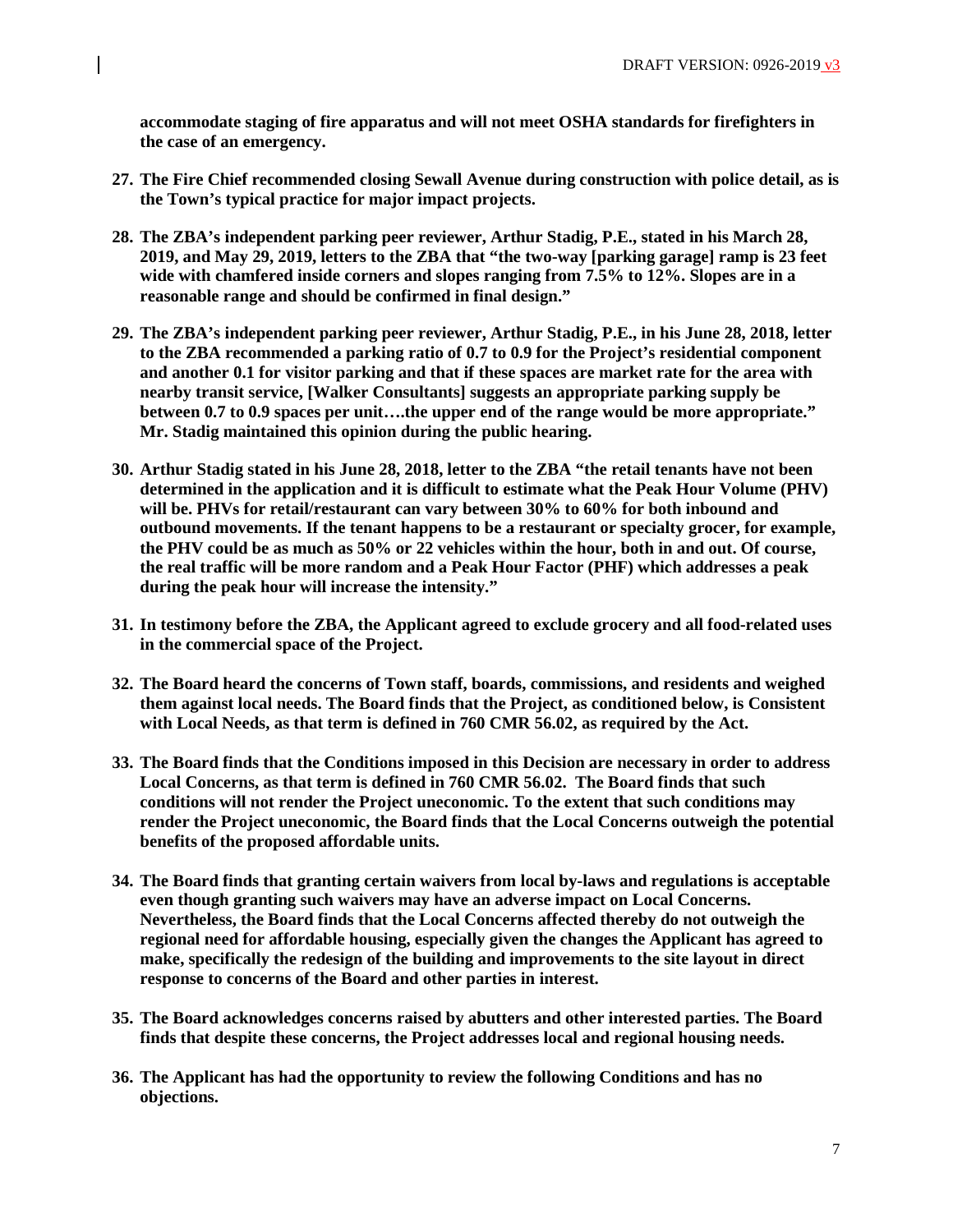**accommodate staging of fire apparatus and will not meet OSHA standards for firefighters in the case of an emergency.**

27. **The Fire Chief recommended closing Sewall Avenue during construction with police detail, as is the Town's typical practice for major impact projects.**

28. **The ZBA's independent parking peer reviewer, Arthur Stadig, P.E., stated in his March 28, 2019, and May 29, 2019, letters to the ZBA that "the two-way [parking garage] ramp is 23 feet wide with chamfered inside corners and slopes ranging from 7.5% to 12%. Slopes are in a reasonable range and should be confirmed in final design."**

29. **The ZBA's independent parking peer reviewer, Arthur Stadig, P.E., in his June 28, 2018, letter to the ZBA recommended a parking ratio of 0.7 to 0.9 for the Project's residential component and another 0.1 for visitor parking and that if these spaces are market rate for the area with nearby transit service, [Walker Consultants] suggests an appropriate parking supply be between 0.7 to 0.9 spaces per unit….the upper end of the range would be more appropriate." Mr. Stadig maintained this opinion during the public hearing.**

30. **Arthur Stadig stated in his June 28, 2018, letter to the ZBA "the retail tenants have not been determined in the application and it is difficult to estimate what the Peak Hour Volume (PHV) will be. PHVs for retail/restaurant can vary between 30% to 60% for both inbound and outbound movements. If the tenant happens to be a restaurant or specialty grocer, for example, the PHV could be as much as 50% or 22 vehicles within the hour, both in and out. Of course, the real traffic will be more random and a Peak Hour Factor (PHF) which addresses a peak during the peak hour will increase the intensity."**

31. **In testimony before the ZBA, the Applicant agreed to exclude grocery and all food-related uses in the commercial space of the Project.**

32. **The Board heard the concerns of Town staff, boards, commissions, and residents and weighed them against local needs. The Board finds that the Project, as conditioned below, is Consistent with Local Needs, as that term is defined in 760 CMR 56.02, as required by the Act.**

33. **The Board finds that the Conditions imposed in this Decision are necessary in order to address Local Concerns, as that term is defined in 760 CMR 56.02. The Board finds that such conditions will not render the Project uneconomic. To the extent that such conditions may render the Project uneconomic, the Board finds that the Local Concerns outweigh the potential benefits of the proposed affordable units.**

34. **The Board finds that granting certain waivers from local by-laws and regulations is acceptable even though granting such waivers may have an adverse impact on Local Concerns. Nevertheless, the Board finds that the Local Concerns affected thereby do not outweigh the regional need for affordable housing, especially given the changes the Applicant has agreed to make, specifically the redesign of the building and improvements to the site layout in direct response to concerns of the Board and other parties in interest.**

35. **The Board acknowledges concerns raised by abutters and other interested parties. The Board finds that despite these concerns, the Project addresses local and regional housing needs.**

36. **The Applicant has had the opportunity to review the following Conditions and has no objections.**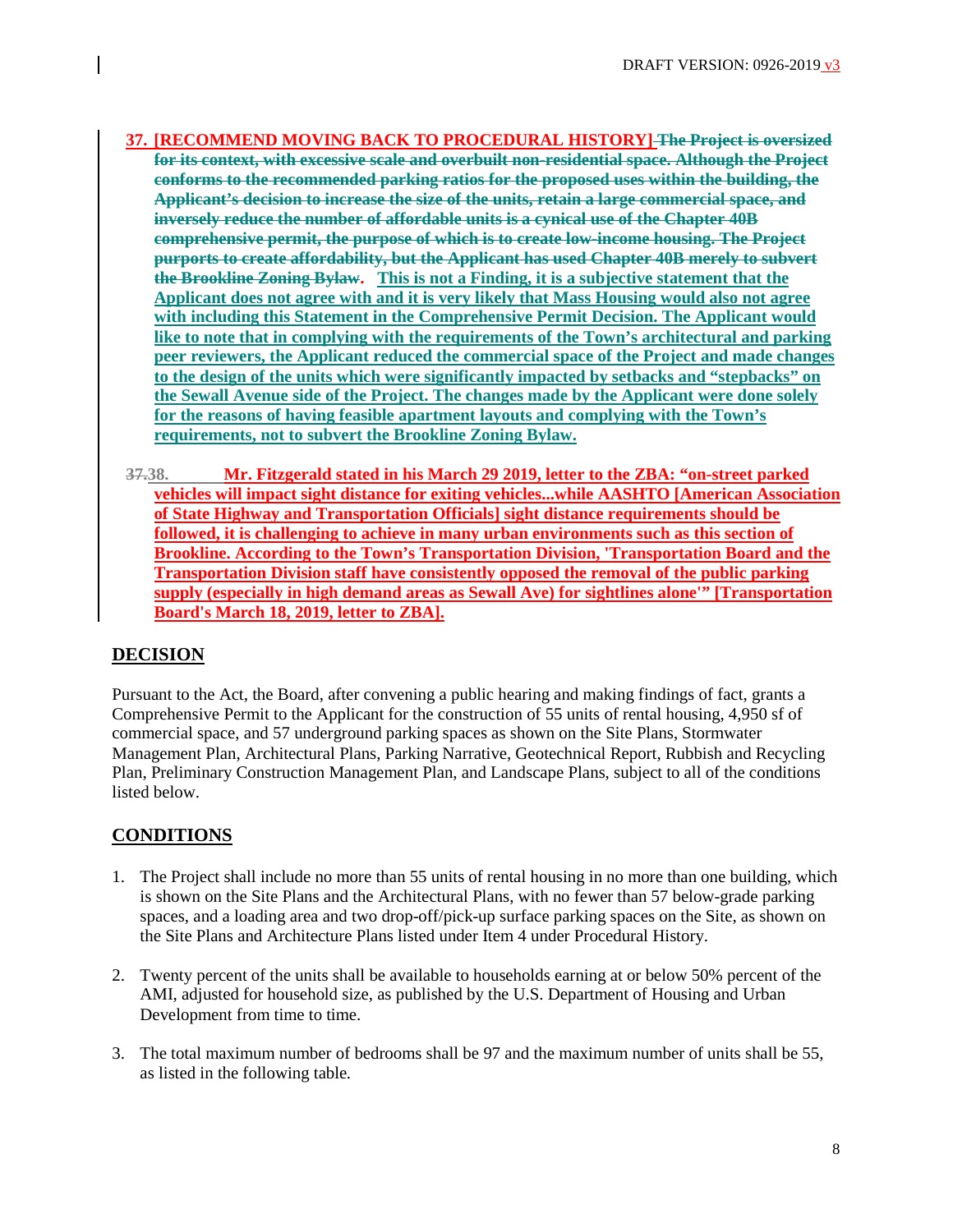37. [RECOMMEND MOVING BACK TO PROCEDURAL HISTORY] ~~The Project is oversized for its context, with excessive scale and overbuilt non-residential space. Although the Project conforms to the recommended parking ratios for the proposed uses within the building, the Applicant's decision to increase the size of the units, retain a large commercial space, and inversely reduce the number of affordable units is a cynical use of the Chapter 40B comprehensive permit, the purpose of which is to create low-income housing. The Project purports to create affordability, but the Applicant has used Chapter 40B merely to subvert the Brookline Zoning Bylaw~~. **This is not a Finding, it is a subjective statement that the Applicant does not agree with and it is very likely that Mass Housing would also not agree with including this Statement in the Comprehensive Permit Decision. The Applicant would like to note that in complying with the requirements of the Town's architectural and parking peer reviewers, the Applicant reduced the commercial space of the Project and made changes to the design of the units which were significantly impacted by setbacks and "stepbacks" on the Sewall Avenue side of the Project. The changes made by the Applicant were done solely for the reasons of having feasible apartment layouts and complying with the Town's requirements, not to subvert the Brookline Zoning Bylaw.**

~~37.~~38. **Mr. Fitzgerald stated in his March 29 2019, letter to the ZBA: "on-street parked vehicles will impact sight distance for exiting vehicles...while AASHTO [American Association of State Highway and Transportation Officials] sight distance requirements should be followed, it is challenging to achieve in many urban environments such as this section of Brookline. According to the Town's Transportation Division, 'Transportation Board and the Transportation Division staff have consistently opposed the removal of the public parking supply (especially in high demand areas as Sewall Ave) for sightlines alone'" [Transportation Board's March 18, 2019, letter to ZBA].**

## DECISION

Pursuant to the Act, the Board, after convening a public hearing and making findings of fact, grants a Comprehensive Permit to the Applicant for the construction of 55 units of rental housing, 4,950 sf of commercial space, and 57 underground parking spaces as shown on the Site Plans, Stormwater Management Plan, Architectural Plans, Parking Narrative, Geotechnical Report, Rubbish and Recycling Plan, Preliminary Construction Management Plan, and Landscape Plans, subject to all of the conditions listed below.

## CONDITIONS

1. The Project shall include no more than 55 units of rental housing in no more than one building, which is shown on the Site Plans and the Architectural Plans, with no fewer than 57 below-grade parking spaces, and a loading area and two drop-off/pick-up surface parking spaces on the Site, as shown on the Site Plans and Architecture Plans listed under Item 4 under Procedural History.

2. Twenty percent of the units shall be available to households earning at or below 50% percent of the AMI, adjusted for household size, as published by the U.S. Department of Housing and Urban Development from time to time.

3. The total maximum number of bedrooms shall be 97 and the maximum number of units shall be 55, as listed in the following table.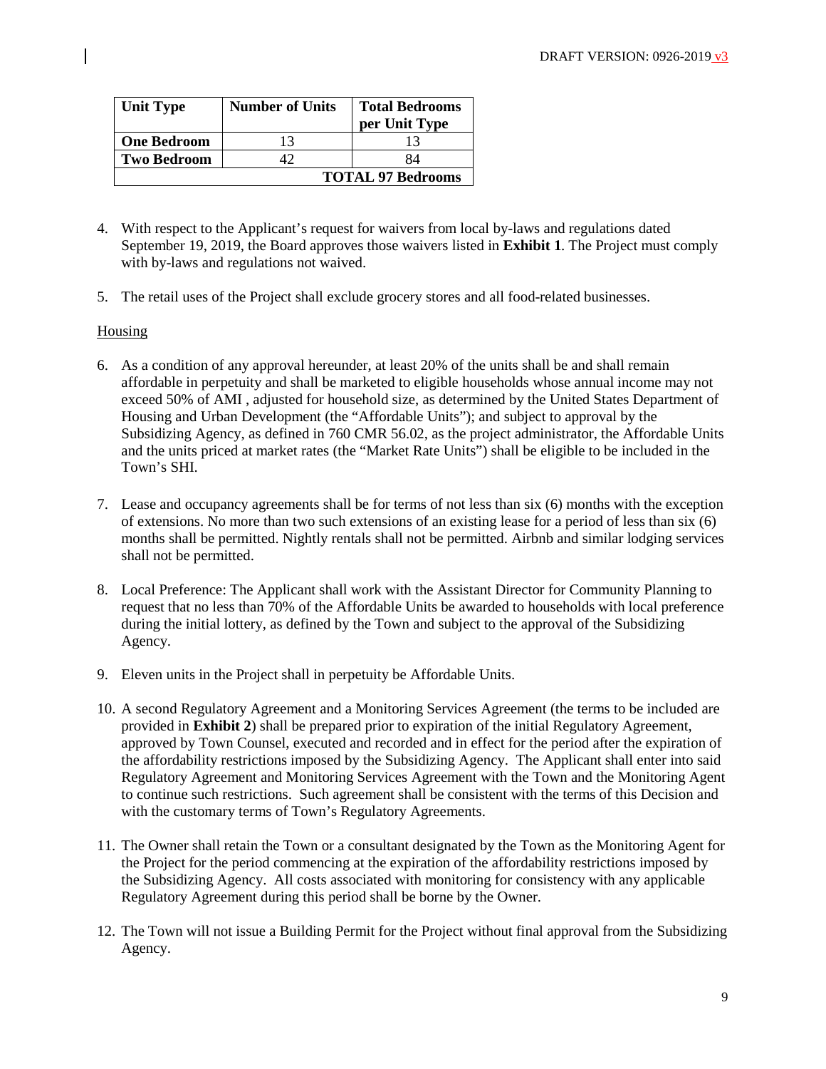| Unit Type | Number of Units | Total Bedrooms per Unit Type |
| --- | --- | --- |
| **One Bedroom** | 13 | 13 |
| **Two Bedroom** | 42 | 84 |
| | | **TOTAL 97 Bedrooms** |

4. With respect to the Applicant's request for waivers from local by-laws and regulations dated September 19, 2019, the Board approves those waivers listed in **Exhibit 1**. The Project must comply with by-laws and regulations not waived.

5. The retail uses of the Project shall exclude grocery stores and all food-related businesses.

Housing

6. As a condition of any approval hereunder, at least 20% of the units shall be and shall remain affordable in perpetuity and shall be marketed to eligible households whose annual income may not exceed 50% of AMI , adjusted for household size, as determined by the United States Department of Housing and Urban Development (the "Affordable Units"); and subject to approval by the Subsidizing Agency, as defined in 760 CMR 56.02, as the project administrator, the Affordable Units and the units priced at market rates (the "Market Rate Units") shall be eligible to be included in the Town's SHI.

7. Lease and occupancy agreements shall be for terms of not less than six (6) months with the exception of extensions. No more than two such extensions of an existing lease for a period of less than six (6) months shall be permitted. Nightly rentals shall not be permitted. Airbnb and similar lodging services shall not be permitted.

8. Local Preference: The Applicant shall work with the Assistant Director for Community Planning to request that no less than 70% of the Affordable Units be awarded to households with local preference during the initial lottery, as defined by the Town and subject to the approval of the Subsidizing Agency.

9. Eleven units in the Project shall in perpetuity be Affordable Units.

10. A second Regulatory Agreement and a Monitoring Services Agreement (the terms to be included are provided in **Exhibit 2**) shall be prepared prior to expiration of the initial Regulatory Agreement, approved by Town Counsel, executed and recorded and in effect for the period after the expiration of the affordability restrictions imposed by the Subsidizing Agency. The Applicant shall enter into said Regulatory Agreement and Monitoring Services Agreement with the Town and the Monitoring Agent to continue such restrictions. Such agreement shall be consistent with the terms of this Decision and with the customary terms of Town's Regulatory Agreements.

11. The Owner shall retain the Town or a consultant designated by the Town as the Monitoring Agent for the Project for the period commencing at the expiration of the affordability restrictions imposed by the Subsidizing Agency. All costs associated with monitoring for consistency with any applicable Regulatory Agreement during this period shall be borne by the Owner.

12. The Town will not issue a Building Permit for the Project without final approval from the Subsidizing Agency.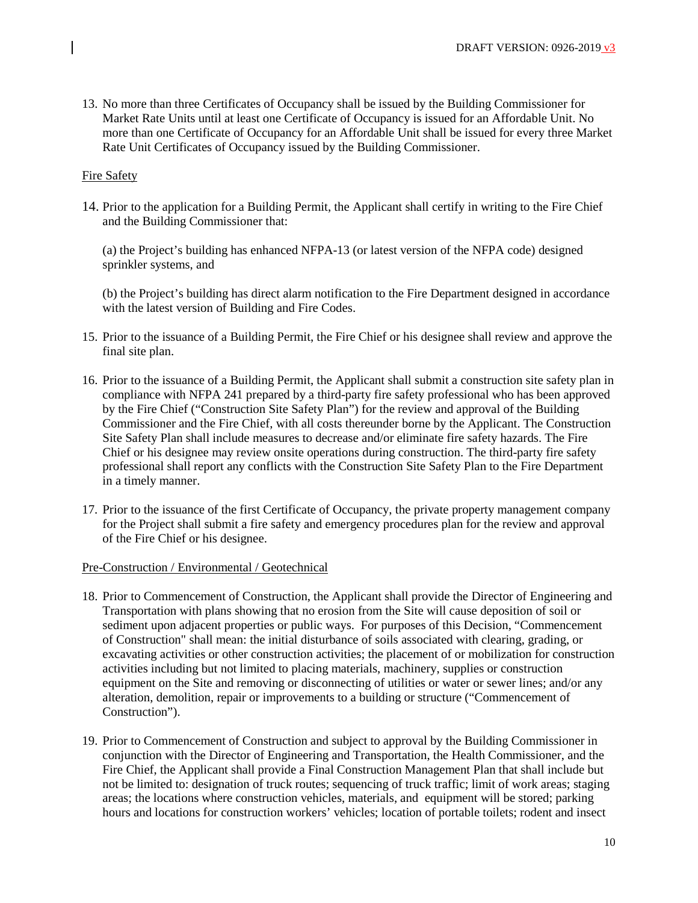13. No more than three Certificates of Occupancy shall be issued by the Building Commissioner for Market Rate Units until at least one Certificate of Occupancy is issued for an Affordable Unit. No more than one Certificate of Occupancy for an Affordable Unit shall be issued for every three Market Rate Unit Certificates of Occupancy issued by the Building Commissioner.

<u>Fire Safety</u>

14. Prior to the application for a Building Permit, the Applicant shall certify in writing to the Fire Chief and the Building Commissioner that:

    (a) the Project's building has enhanced NFPA-13 (or latest version of the NFPA code) designed sprinkler systems, and

    (b) the Project's building has direct alarm notification to the Fire Department designed in accordance with the latest version of Building and Fire Codes.

15. Prior to the issuance of a Building Permit, the Fire Chief or his designee shall review and approve the final site plan.

16. Prior to the issuance of a Building Permit, the Applicant shall submit a construction site safety plan in compliance with NFPA 241 prepared by a third-party fire safety professional who has been approved by the Fire Chief ("Construction Site Safety Plan") for the review and approval of the Building Commissioner and the Fire Chief, with all costs thereunder borne by the Applicant. The Construction Site Safety Plan shall include measures to decrease and/or eliminate fire safety hazards. The Fire Chief or his designee may review onsite operations during construction. The third-party fire safety professional shall report any conflicts with the Construction Site Safety Plan to the Fire Department in a timely manner.

17. Prior to the issuance of the first Certificate of Occupancy, the private property management company for the Project shall submit a fire safety and emergency procedures plan for the review and approval of the Fire Chief or his designee.

<u>Pre-Construction / Environmental / Geotechnical</u>

18. Prior to Commencement of Construction, the Applicant shall provide the Director of Engineering and Transportation with plans showing that no erosion from the Site will cause deposition of soil or sediment upon adjacent properties or public ways. For purposes of this Decision, "Commencement of Construction" shall mean: the initial disturbance of soils associated with clearing, grading, or excavating activities or other construction activities; the placement of or mobilization for construction activities including but not limited to placing materials, machinery, supplies or construction equipment on the Site and removing or disconnecting of utilities or water or sewer lines; and/or any alteration, demolition, repair or improvements to a building or structure ("Commencement of Construction").

19. Prior to Commencement of Construction and subject to approval by the Building Commissioner in conjunction with the Director of Engineering and Transportation, the Health Commissioner, and the Fire Chief, the Applicant shall provide a Final Construction Management Plan that shall include but not be limited to: designation of truck routes; sequencing of truck traffic; limit of work areas; staging areas; the locations where construction vehicles, materials, and equipment will be stored; parking hours and locations for construction workers' vehicles; location of portable toilets; rodent and insect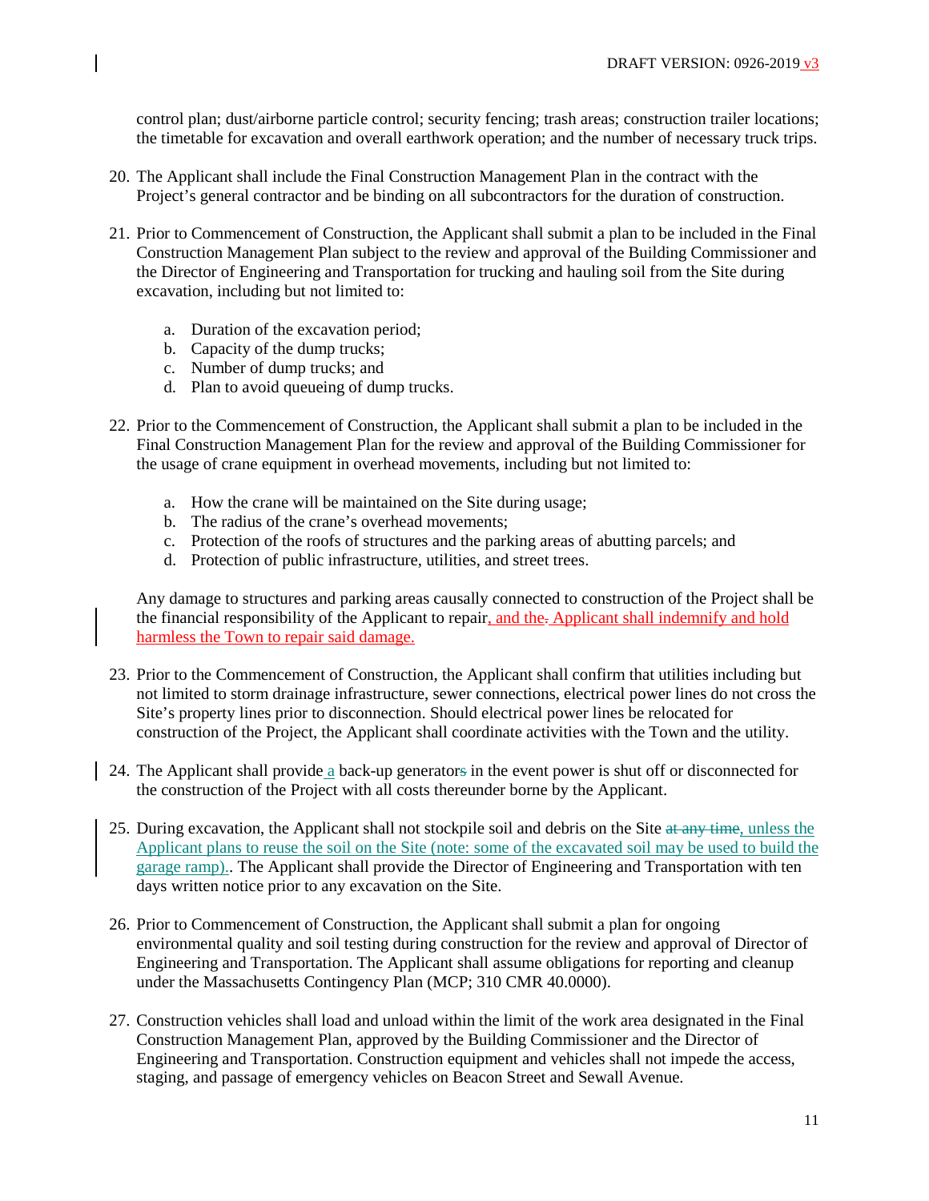control plan; dust/airborne particle control; security fencing; trash areas; construction trailer locations; the timetable for excavation and overall earthwork operation; and the number of necessary truck trips.

20. The Applicant shall include the Final Construction Management Plan in the contract with the Project's general contractor and be binding on all subcontractors for the duration of construction.

21. Prior to Commencement of Construction, the Applicant shall submit a plan to be included in the Final Construction Management Plan subject to the review and approval of the Building Commissioner and the Director of Engineering and Transportation for trucking and hauling soil from the Site during excavation, including but not limited to:

    a. Duration of the excavation period;
    b. Capacity of the dump trucks;
    c. Number of dump trucks; and
    d. Plan to avoid queueing of dump trucks.

22. Prior to the Commencement of Construction, the Applicant shall submit a plan to be included in the Final Construction Management Plan for the review and approval of the Building Commissioner for the usage of crane equipment in overhead movements, including but not limited to:

    a. How the crane will be maintained on the Site during usage;
    b. The radius of the crane's overhead movements;
    c. Protection of the roofs of structures and the parking areas of abutting parcels; and
    d. Protection of public infrastructure, utilities, and street trees.

    Any damage to structures and parking areas causally connected to construction of the Project shall be the financial responsibility of the Applicant to repair, and the ~~.~~ Applicant shall indemnify and hold harmless the Town to repair said damage.

23. Prior to the Commencement of Construction, the Applicant shall confirm that utilities including but not limited to storm drainage infrastructure, sewer connections, electrical power lines do not cross the Site's property lines prior to disconnection. Should electrical power lines be relocated for construction of the Project, the Applicant shall coordinate activities with the Town and the utility.

24. The Applicant shall provide a back-up generator~~s~~ in the event power is shut off or disconnected for the construction of the Project with all costs thereunder borne by the Applicant.

25. During excavation, the Applicant shall not stockpile soil and debris on the Site ~~at any time~~, unless the Applicant plans to reuse the soil on the Site (note: some of the excavated soil may be used to build the garage ramp).. The Applicant shall provide the Director of Engineering and Transportation with ten days written notice prior to any excavation on the Site.

26. Prior to Commencement of Construction, the Applicant shall submit a plan for ongoing environmental quality and soil testing during construction for the review and approval of Director of Engineering and Transportation. The Applicant shall assume obligations for reporting and cleanup under the Massachusetts Contingency Plan (MCP; 310 CMR 40.0000).

27. Construction vehicles shall load and unload within the limit of the work area designated in the Final Construction Management Plan, approved by the Building Commissioner and the Director of Engineering and Transportation. Construction equipment and vehicles shall not impede the access, staging, and passage of emergency vehicles on Beacon Street and Sewall Avenue.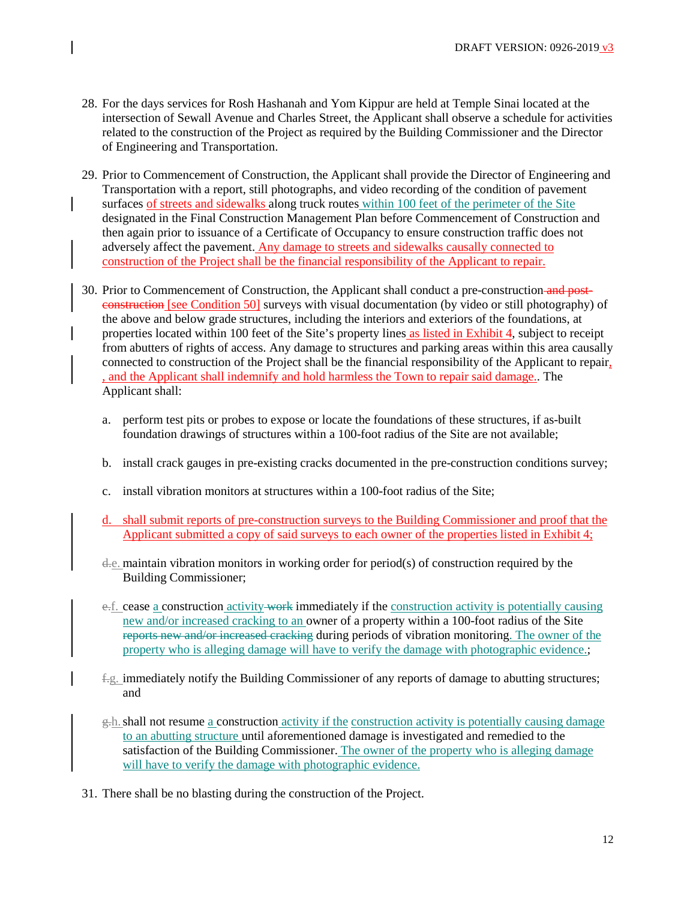28. For the days services for Rosh Hashanah and Yom Kippur are held at Temple Sinai located at the intersection of Sewall Avenue and Charles Street, the Applicant shall observe a schedule for activities related to the construction of the Project as required by the Building Commissioner and the Director of Engineering and Transportation.

29. Prior to Commencement of Construction, the Applicant shall provide the Director of Engineering and Transportation with a report, still photographs, and video recording of the condition of pavement surfaces of streets and sidewalks along truck routes within 100 feet of the perimeter of the Site designated in the Final Construction Management Plan before Commencement of Construction and then again prior to issuance of a Certificate of Occupancy to ensure construction traffic does not adversely affect the pavement. Any damage to streets and sidewalks causally connected to construction of the Project shall be the financial responsibility of the Applicant to repair.

30. Prior to Commencement of Construction, the Applicant shall conduct a pre-construction ~~and post-construction~~ [see Condition 50] surveys with visual documentation (by video or still photography) of the above and below grade structures, including the interiors and exteriors of the foundations, at properties located within 100 feet of the Site's property lines as listed in Exhibit 4, subject to receipt from abutters of rights of access. Any damage to structures and parking areas within this area causally connected to construction of the Project shall be the financial responsibility of the Applicant to repair, , and the Applicant shall indemnify and hold harmless the Town to repair said damage.. The Applicant shall:

    a. perform test pits or probes to expose or locate the foundations of these structures, if as-built foundation drawings of structures within a 100-foot radius of the Site are not available;

    b. install crack gauges in pre-existing cracks documented in the pre-construction conditions survey;

    c. install vibration monitors at structures within a 100-foot radius of the Site;

    d. shall submit reports of pre-construction surveys to the Building Commissioner and proof that the Applicant submitted a copy of said surveys to each owner of the properties listed in Exhibit 4;

    ~~d.~~e. maintain vibration monitors in working order for period(s) of construction required by the Building Commissioner;

    ~~e.~~f. cease a construction activity ~~work~~ immediately if the construction activity is potentially causing new and/or increased cracking to an owner of a property within a 100-foot radius of the Site ~~reports new and/or increased cracking~~ during periods of vibration monitoring. The owner of the property who is alleging damage will have to verify the damage with photographic evidence.;

    ~~f.~~g. immediately notify the Building Commissioner of any reports of damage to abutting structures; and

    ~~g.~~h. shall not resume a construction activity if the construction activity is potentially causing damage to an abutting structure until aforementioned damage is investigated and remedied to the satisfaction of the Building Commissioner. The owner of the property who is alleging damage will have to verify the damage with photographic evidence.

31. There shall be no blasting during the construction of the Project.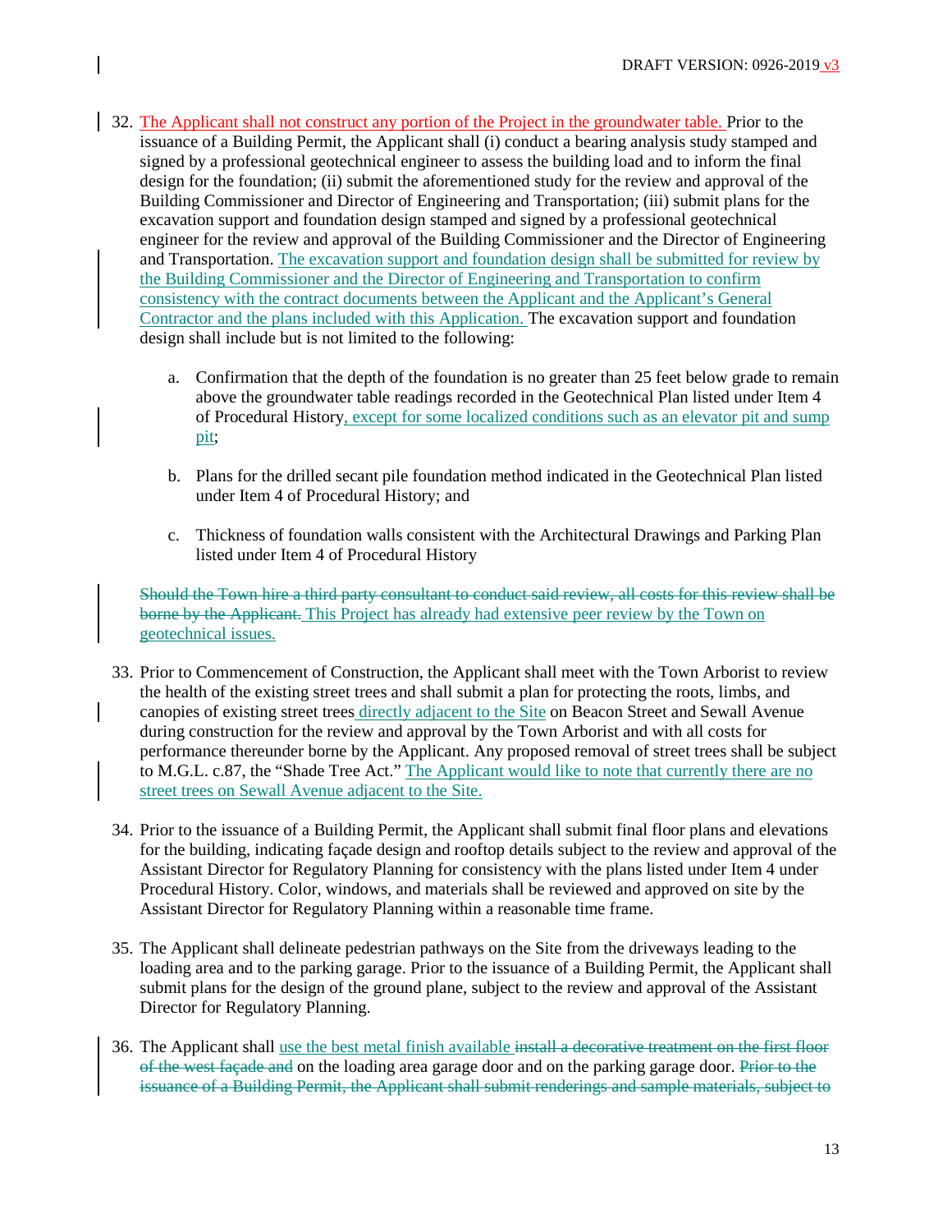32. The Applicant shall not construct any portion of the Project in the groundwater table. Prior to the issuance of a Building Permit, the Applicant shall (i) conduct a bearing analysis study stamped and signed by a professional geotechnical engineer to assess the building load and to inform the final design for the foundation; (ii) submit the aforementioned study for the review and approval of the Building Commissioner and Director of Engineering and Transportation; (iii) submit plans for the excavation support and foundation design stamped and signed by a professional geotechnical engineer for the review and approval of the Building Commissioner and the Director of Engineering and Transportation. The excavation support and foundation design shall be submitted for review by the Building Commissioner and the Director of Engineering and Transportation to confirm consistency with the contract documents between the Applicant and the Applicant's General Contractor and the plans included with this Application. The excavation support and foundation design shall include but is not limited to the following:

    a. Confirmation that the depth of the foundation is no greater than 25 feet below grade to remain above the groundwater table readings recorded in the Geotechnical Plan listed under Item 4 of Procedural History, except for some localized conditions such as an elevator pit and sump pit;

    b. Plans for the drilled secant pile foundation method indicated in the Geotechnical Plan listed under Item 4 of Procedural History; and

    c. Thickness of foundation walls consistent with the Architectural Drawings and Parking Plan listed under Item 4 of Procedural History

    ~~Should the Town hire a third party consultant to conduct said review, all costs for this review shall be borne by the Applicant.~~ This Project has already had extensive peer review by the Town on geotechnical issues.

33. Prior to Commencement of Construction, the Applicant shall meet with the Town Arborist to review the health of the existing street trees and shall submit a plan for protecting the roots, limbs, and canopies of existing street trees directly adjacent to the Site on Beacon Street and Sewall Avenue during construction for the review and approval by the Town Arborist and with all costs for performance thereunder borne by the Applicant. Any proposed removal of street trees shall be subject to M.G.L. c.87, the "Shade Tree Act." The Applicant would like to note that currently there are no street trees on Sewall Avenue adjacent to the Site.

34. Prior to the issuance of a Building Permit, the Applicant shall submit final floor plans and elevations for the building, indicating façade design and rooftop details subject to the review and approval of the Assistant Director for Regulatory Planning for consistency with the plans listed under Item 4 under Procedural History. Color, windows, and materials shall be reviewed and approved on site by the Assistant Director for Regulatory Planning within a reasonable time frame.

35. The Applicant shall delineate pedestrian pathways on the Site from the driveways leading to the loading area and to the parking garage. Prior to the issuance of a Building Permit, the Applicant shall submit plans for the design of the ground plane, subject to the review and approval of the Assistant Director for Regulatory Planning.

36. The Applicant shall use the best metal finish available ~~install a decorative treatment on the first floor of the west façade and~~ on the loading area garage door and on the parking garage door. ~~Prior to the issuance of a Building Permit, the Applicant shall submit renderings and sample materials, subject to~~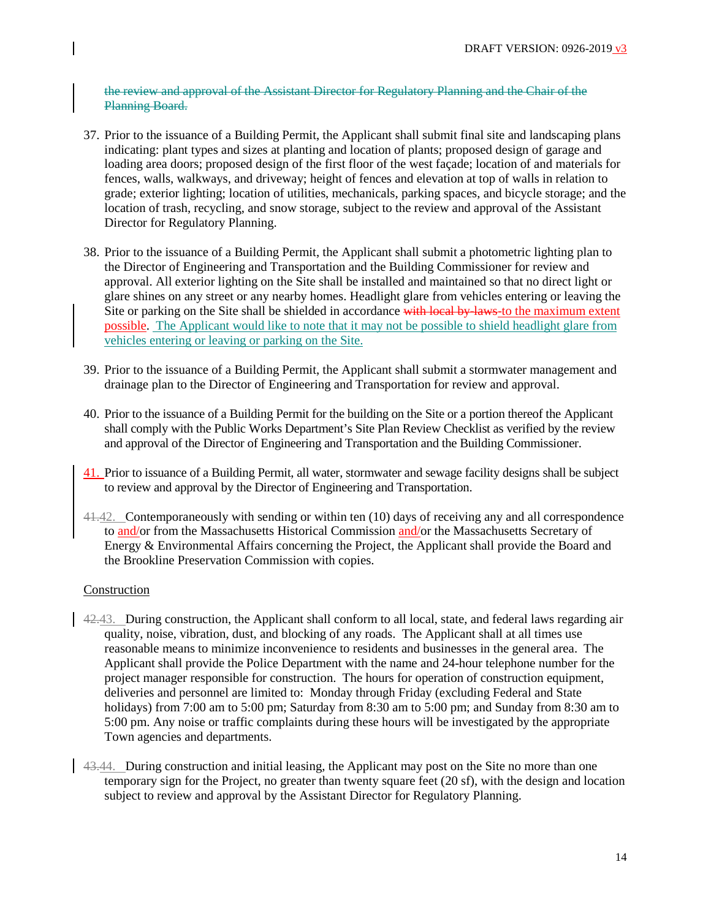~~the review and approval of the Assistant Director for Regulatory Planning and the Chair of the Planning Board.~~

37. Prior to the issuance of a Building Permit, the Applicant shall submit final site and landscaping plans indicating: plant types and sizes at planting and location of plants; proposed design of garage and loading area doors; proposed design of the first floor of the west façade; location of and materials for fences, walls, walkways, and driveway; height of fences and elevation at top of walls in relation to grade; exterior lighting; location of utilities, mechanicals, parking spaces, and bicycle storage; and the location of trash, recycling, and snow storage, subject to the review and approval of the Assistant Director for Regulatory Planning.

38. Prior to the issuance of a Building Permit, the Applicant shall submit a photometric lighting plan to the Director of Engineering and Transportation and the Building Commissioner for review and approval. All exterior lighting on the Site shall be installed and maintained so that no direct light or glare shines on any street or any nearby homes. Headlight glare from vehicles entering or leaving the Site or parking on the Site shall be shielded in accordance ~~with local by-laws~~ to the maximum extent possible. The Applicant would like to note that it may not be possible to shield headlight glare from vehicles entering or leaving or parking on the Site.

39. Prior to the issuance of a Building Permit, the Applicant shall submit a stormwater management and drainage plan to the Director of Engineering and Transportation for review and approval.

40. Prior to the issuance of a Building Permit for the building on the Site or a portion thereof the Applicant shall comply with the Public Works Department's Site Plan Review Checklist as verified by the review and approval of the Director of Engineering and Transportation and the Building Commissioner.

41. Prior to issuance of a Building Permit, all water, stormwater and sewage facility designs shall be subject to review and approval by the Director of Engineering and Transportation.

~~41.~~42. Contemporaneously with sending or within ten (10) days of receiving any and all correspondence to and/or from the Massachusetts Historical Commission and/or the Massachusetts Secretary of Energy & Environmental Affairs concerning the Project, the Applicant shall provide the Board and the Brookline Preservation Commission with copies.

Construction

~~42.~~43. During construction, the Applicant shall conform to all local, state, and federal laws regarding air quality, noise, vibration, dust, and blocking of any roads. The Applicant shall at all times use reasonable means to minimize inconvenience to residents and businesses in the general area. The Applicant shall provide the Police Department with the name and 24-hour telephone number for the project manager responsible for construction. The hours for operation of construction equipment, deliveries and personnel are limited to: Monday through Friday (excluding Federal and State holidays) from 7:00 am to 5:00 pm; Saturday from 8:30 am to 5:00 pm; and Sunday from 8:30 am to 5:00 pm. Any noise or traffic complaints during these hours will be investigated by the appropriate Town agencies and departments.

~~43.~~44. During construction and initial leasing, the Applicant may post on the Site no more than one temporary sign for the Project, no greater than twenty square feet (20 sf), with the design and location subject to review and approval by the Assistant Director for Regulatory Planning.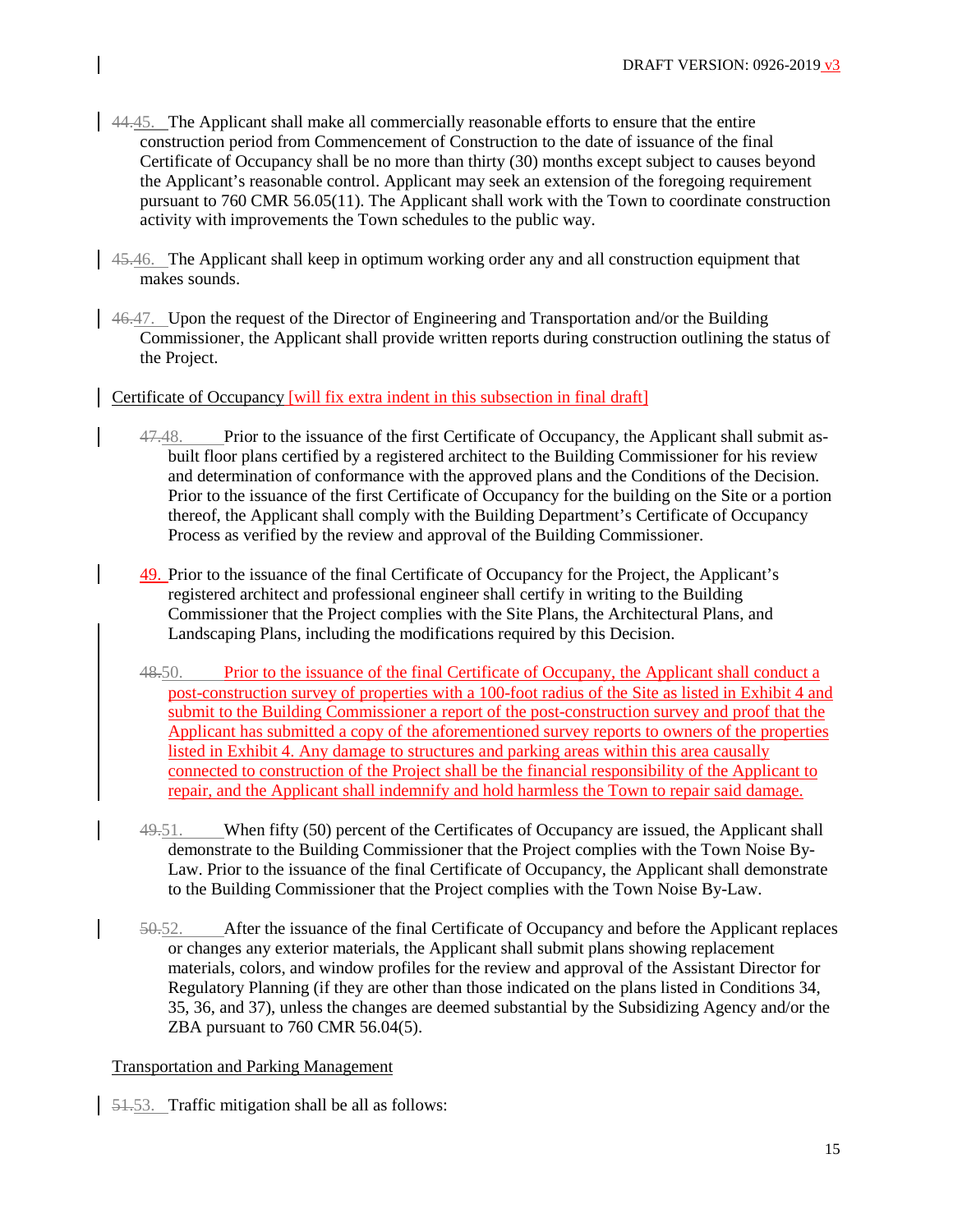44.45. The Applicant shall make all commercially reasonable efforts to ensure that the entire construction period from Commencement of Construction to the date of issuance of the final Certificate of Occupancy shall be no more than thirty (30) months except subject to causes beyond the Applicant's reasonable control. Applicant may seek an extension of the foregoing requirement pursuant to 760 CMR 56.05(11). The Applicant shall work with the Town to coordinate construction activity with improvements the Town schedules to the public way.

45.46. The Applicant shall keep in optimum working order any and all construction equipment that makes sounds.

46.47. Upon the request of the Director of Engineering and Transportation and/or the Building Commissioner, the Applicant shall provide written reports during construction outlining the status of the Project.

Certificate of Occupancy [will fix extra indent in this subsection in final draft]

47.48. Prior to the issuance of the first Certificate of Occupancy, the Applicant shall submit as-built floor plans certified by a registered architect to the Building Commissioner for his review and determination of conformance with the approved plans and the Conditions of the Decision. Prior to the issuance of the first Certificate of Occupancy for the building on the Site or a portion thereof, the Applicant shall comply with the Building Department's Certificate of Occupancy Process as verified by the review and approval of the Building Commissioner.

49. Prior to the issuance of the final Certificate of Occupancy for the Project, the Applicant's registered architect and professional engineer shall certify in writing to the Building Commissioner that the Project complies with the Site Plans, the Architectural Plans, and Landscaping Plans, including the modifications required by this Decision.

48.50. Prior to the issuance of the final Certificate of Occupancy, the Applicant shall conduct a post-construction survey of properties with a 100-foot radius of the Site as listed in Exhibit 4 and submit to the Building Commissioner a report of the post-construction survey and proof that the Applicant has submitted a copy of the aforementioned survey reports to owners of the properties listed in Exhibit 4. Any damage to structures and parking areas within this area causally connected to construction of the Project shall be the financial responsibility of the Applicant to repair, and the Applicant shall indemnify and hold harmless the Town to repair said damage.

49.51. When fifty (50) percent of the Certificates of Occupancy are issued, the Applicant shall demonstrate to the Building Commissioner that the Project complies with the Town Noise By-Law. Prior to the issuance of the final Certificate of Occupancy, the Applicant shall demonstrate to the Building Commissioner that the Project complies with the Town Noise By-Law.

50.52. After the issuance of the final Certificate of Occupancy and before the Applicant replaces or changes any exterior materials, the Applicant shall submit plans showing replacement materials, colors, and window profiles for the review and approval of the Assistant Director for Regulatory Planning (if they are other than those indicated on the plans listed in Conditions 34, 35, 36, and 37), unless the changes are deemed substantial by the Subsidizing Agency and/or the ZBA pursuant to 760 CMR 56.04(5).

Transportation and Parking Management

51.53. Traffic mitigation shall be all as follows: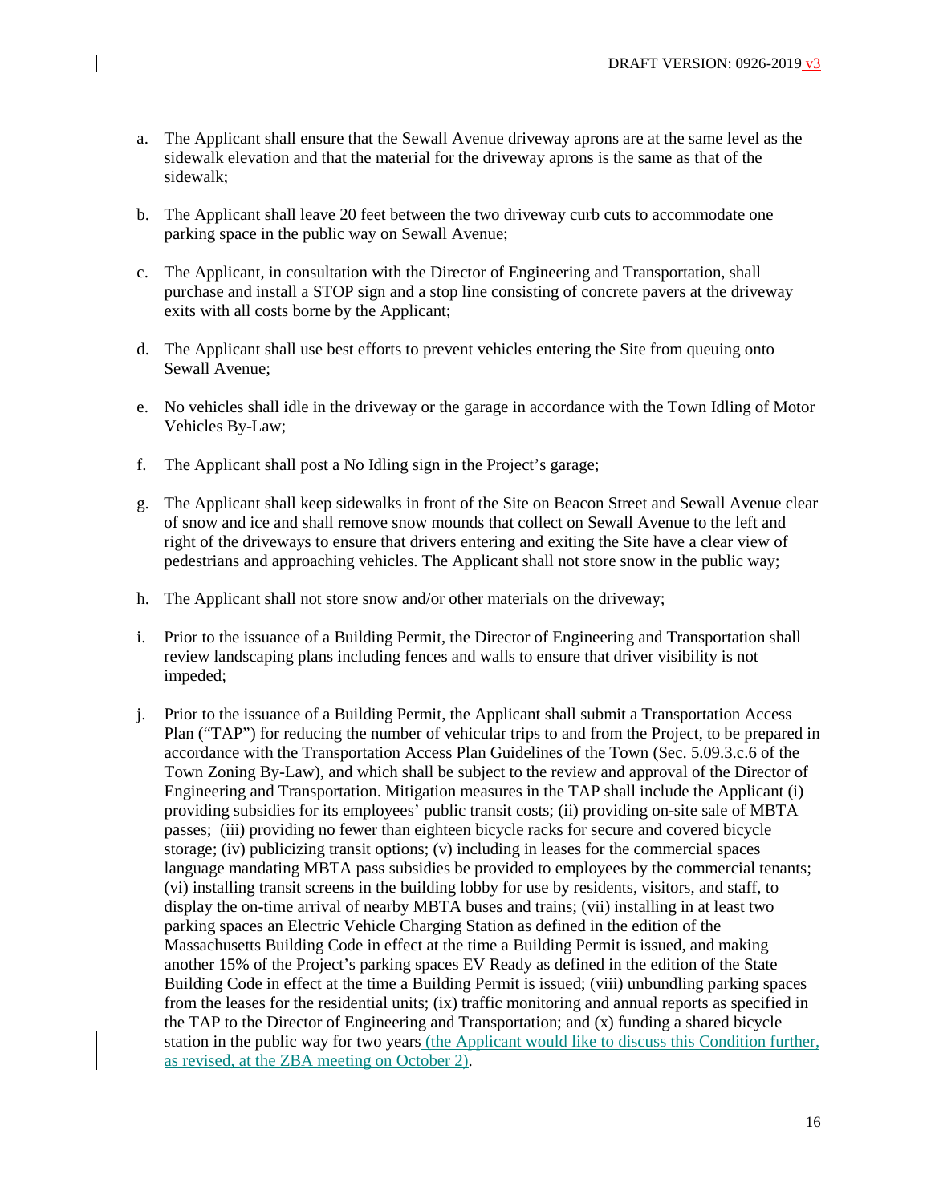a. The Applicant shall ensure that the Sewall Avenue driveway aprons are at the same level as the sidewalk elevation and that the material for the driveway aprons is the same as that of the sidewalk;

b. The Applicant shall leave 20 feet between the two driveway curb cuts to accommodate one parking space in the public way on Sewall Avenue;

c. The Applicant, in consultation with the Director of Engineering and Transportation, shall purchase and install a STOP sign and a stop line consisting of concrete pavers at the driveway exits with all costs borne by the Applicant;

d. The Applicant shall use best efforts to prevent vehicles entering the Site from queuing onto Sewall Avenue;

e. No vehicles shall idle in the driveway or the garage in accordance with the Town Idling of Motor Vehicles By-Law;

f. The Applicant shall post a No Idling sign in the Project's garage;

g. The Applicant shall keep sidewalks in front of the Site on Beacon Street and Sewall Avenue clear of snow and ice and shall remove snow mounds that collect on Sewall Avenue to the left and right of the driveways to ensure that drivers entering and exiting the Site have a clear view of pedestrians and approaching vehicles. The Applicant shall not store snow in the public way;

h. The Applicant shall not store snow and/or other materials on the driveway;

i. Prior to the issuance of a Building Permit, the Director of Engineering and Transportation shall review landscaping plans including fences and walls to ensure that driver visibility is not impeded;

j. Prior to the issuance of a Building Permit, the Applicant shall submit a Transportation Access Plan ("TAP") for reducing the number of vehicular trips to and from the Project, to be prepared in accordance with the Transportation Access Plan Guidelines of the Town (Sec. 5.09.3.c.6 of the Town Zoning By-Law), and which shall be subject to the review and approval of the Director of Engineering and Transportation. Mitigation measures in the TAP shall include the Applicant (i) providing subsidies for its employees' public transit costs; (ii) providing on-site sale of MBTA passes; (iii) providing no fewer than eighteen bicycle racks for secure and covered bicycle storage; (iv) publicizing transit options; (v) including in leases for the commercial spaces language mandating MBTA pass subsidies be provided to employees by the commercial tenants; (vi) installing transit screens in the building lobby for use by residents, visitors, and staff, to display the on-time arrival of nearby MBTA buses and trains; (vii) installing in at least two parking spaces an Electric Vehicle Charging Station as defined in the edition of the Massachusetts Building Code in effect at the time a Building Permit is issued, and making another 15% of the Project's parking spaces EV Ready as defined in the edition of the State Building Code in effect at the time a Building Permit is issued; (viii) unbundling parking spaces from the leases for the residential units; (ix) traffic monitoring and annual reports as specified in the TAP to the Director of Engineering and Transportation; and (x) funding a shared bicycle station in the public way for two years (the Applicant would like to discuss this Condition further, as revised, at the ZBA meeting on October 2).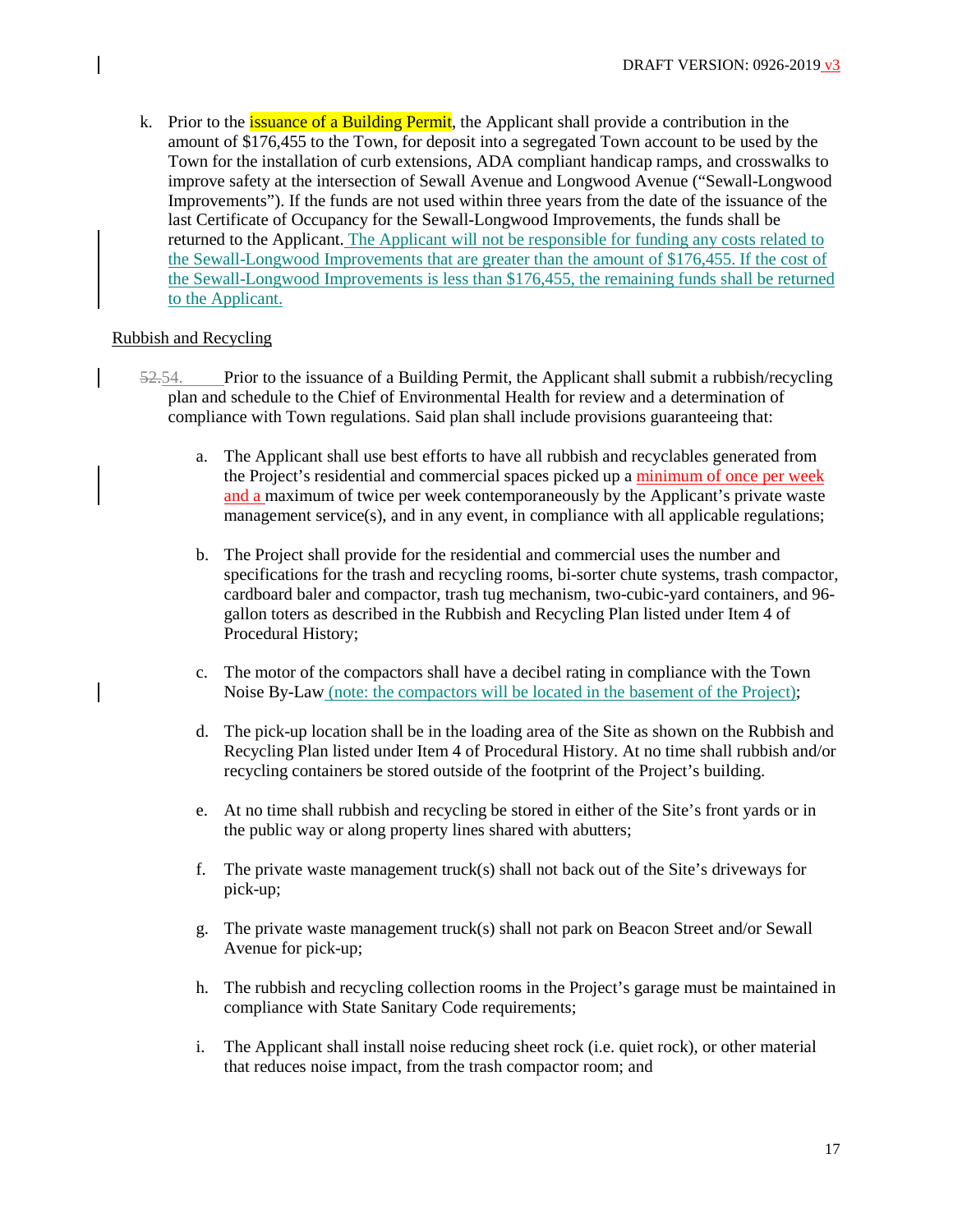k. Prior to the issuance of a Building Permit, the Applicant shall provide a contribution in the amount of $176,455 to the Town, for deposit into a segregated Town account to be used by the Town for the installation of curb extensions, ADA compliant handicap ramps, and crosswalks to improve safety at the intersection of Sewall Avenue and Longwood Avenue ("Sewall-Longwood Improvements"). If the funds are not used within three years from the date of the issuance of the last Certificate of Occupancy for the Sewall-Longwood Improvements, the funds shall be returned to the Applicant. The Applicant will not be responsible for funding any costs related to the Sewall-Longwood Improvements that are greater than the amount of $176,455. If the cost of the Sewall-Longwood Improvements is less than $176,455, the remaining funds shall be returned to the Applicant.

Rubbish and Recycling

~~52.~~54. Prior to the issuance of a Building Permit, the Applicant shall submit a rubbish/recycling plan and schedule to the Chief of Environmental Health for review and a determination of compliance with Town regulations. Said plan shall include provisions guaranteeing that:

a. The Applicant shall use best efforts to have all rubbish and recyclables generated from the Project's residential and commercial spaces picked up a minimum of once per week and a maximum of twice per week contemporaneously by the Applicant's private waste management service(s), and in any event, in compliance with all applicable regulations;

b. The Project shall provide for the residential and commercial uses the number and specifications for the trash and recycling rooms, bi-sorter chute systems, trash compactor, cardboard baler and compactor, trash tug mechanism, two-cubic-yard containers, and 96-gallon toters as described in the Rubbish and Recycling Plan listed under Item 4 of Procedural History;

c. The motor of the compactors shall have a decibel rating in compliance with the Town Noise By-Law (note: the compactors will be located in the basement of the Project);

d. The pick-up location shall be in the loading area of the Site as shown on the Rubbish and Recycling Plan listed under Item 4 of Procedural History. At no time shall rubbish and/or recycling containers be stored outside of the footprint of the Project's building.

e. At no time shall rubbish and recycling be stored in either of the Site's front yards or in the public way or along property lines shared with abutters;

f. The private waste management truck(s) shall not back out of the Site's driveways for pick-up;

g. The private waste management truck(s) shall not park on Beacon Street and/or Sewall Avenue for pick-up;

h. The rubbish and recycling collection rooms in the Project's garage must be maintained in compliance with State Sanitary Code requirements;

i. The Applicant shall install noise reducing sheet rock (i.e. quiet rock), or other material that reduces noise impact, from the trash compactor room; and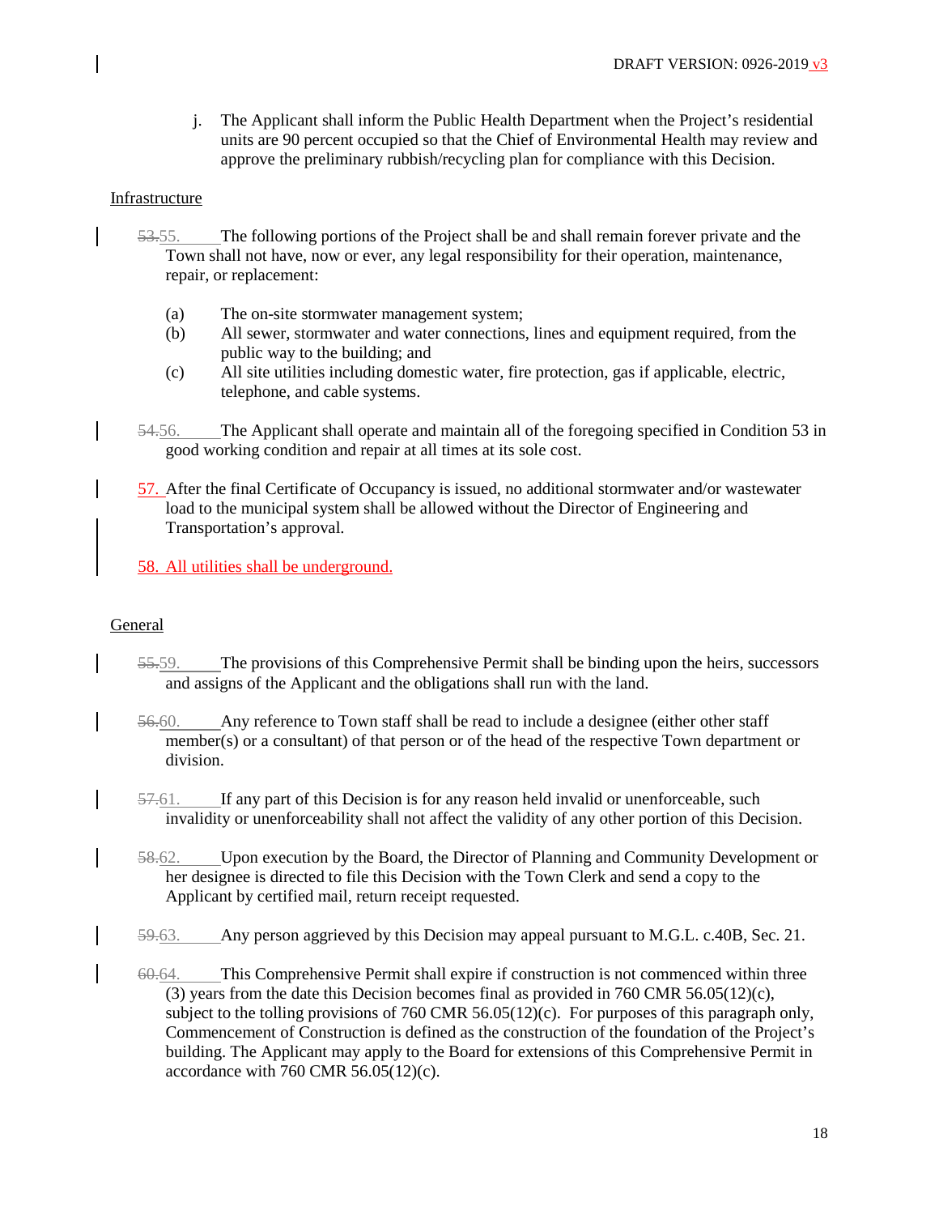j. The Applicant shall inform the Public Health Department when the Project's residential units are 90 percent occupied so that the Chief of Environmental Health may review and approve the preliminary rubbish/recycling plan for compliance with this Decision.

Infrastructure

~~53.~~55. The following portions of the Project shall be and shall remain forever private and the Town shall not have, now or ever, any legal responsibility for their operation, maintenance, repair, or replacement:

(a) The on-site stormwater management system;
(b) All sewer, stormwater and water connections, lines and equipment required, from the public way to the building; and
(c) All site utilities including domestic water, fire protection, gas if applicable, electric, telephone, and cable systems.

~~54.~~56. The Applicant shall operate and maintain all of the foregoing specified in Condition 53 in good working condition and repair at all times at its sole cost.

57. After the final Certificate of Occupancy is issued, no additional stormwater and/or wastewater load to the municipal system shall be allowed without the Director of Engineering and Transportation's approval.

58. All utilities shall be underground.

General

~~55.~~59. The provisions of this Comprehensive Permit shall be binding upon the heirs, successors and assigns of the Applicant and the obligations shall run with the land.

~~56.~~60. Any reference to Town staff shall be read to include a designee (either other staff member(s) or a consultant) of that person or of the head of the respective Town department or division.

~~57.~~61. If any part of this Decision is for any reason held invalid or unenforceable, such invalidity or unenforceability shall not affect the validity of any other portion of this Decision.

~~58.~~62. Upon execution by the Board, the Director of Planning and Community Development or her designee is directed to file this Decision with the Town Clerk and send a copy to the Applicant by certified mail, return receipt requested.

~~59.~~63. Any person aggrieved by this Decision may appeal pursuant to M.G.L. c.40B, Sec. 21.

~~60.~~64. This Comprehensive Permit shall expire if construction is not commenced within three (3) years from the date this Decision becomes final as provided in 760 CMR 56.05(12)(c), subject to the tolling provisions of 760 CMR 56.05(12)(c). For purposes of this paragraph only, Commencement of Construction is defined as the construction of the foundation of the Project's building. The Applicant may apply to the Board for extensions of this Comprehensive Permit in accordance with 760 CMR 56.05(12)(c).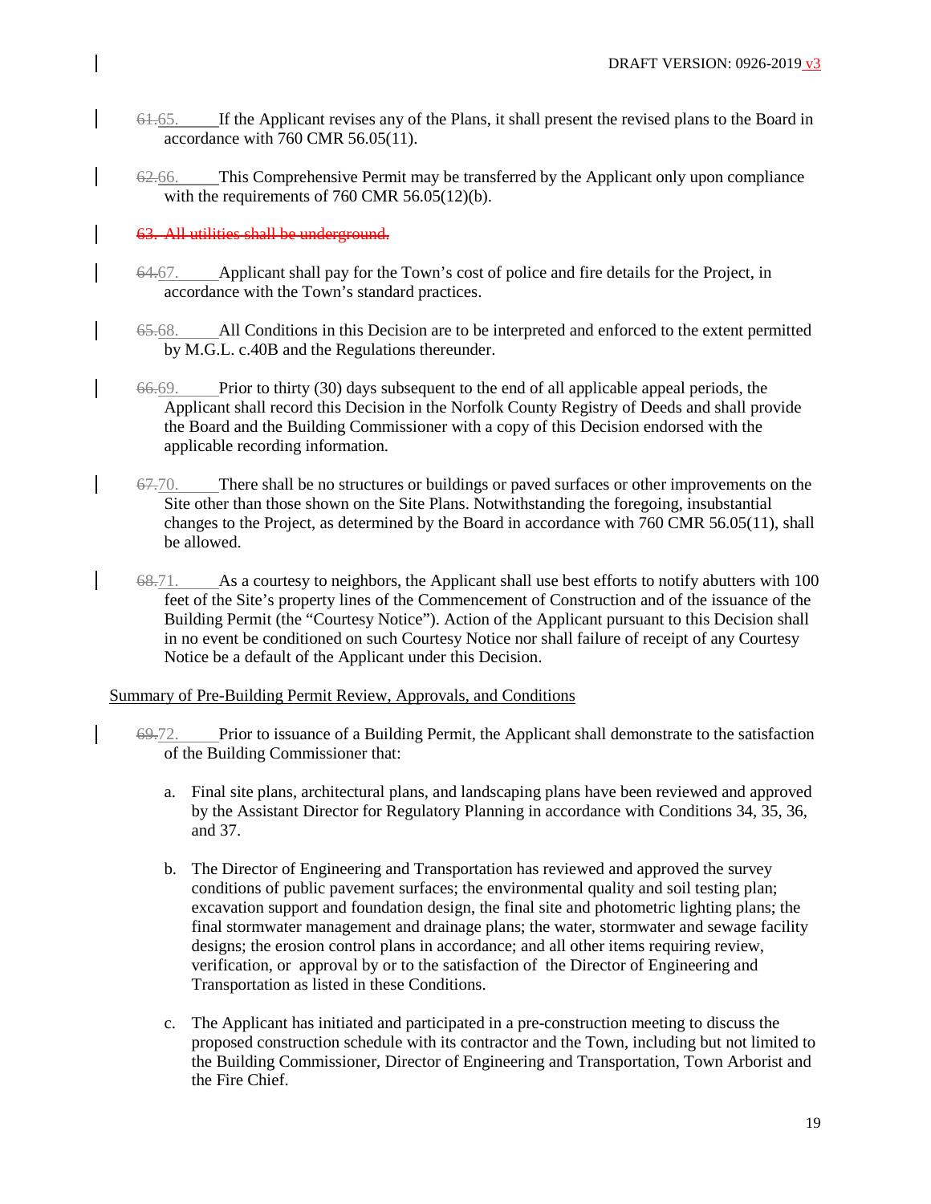~~61.~~65. If the Applicant revises any of the Plans, it shall present the revised plans to the Board in accordance with 760 CMR 56.05(11).

~~62.~~66. This Comprehensive Permit may be transferred by the Applicant only upon compliance with the requirements of 760 CMR 56.05(12)(b).

~~63. All utilities shall be underground.~~

~~64.~~67. Applicant shall pay for the Town's cost of police and fire details for the Project, in accordance with the Town's standard practices.

~~65.~~68. All Conditions in this Decision are to be interpreted and enforced to the extent permitted by M.G.L. c.40B and the Regulations thereunder.

~~66.~~69. Prior to thirty (30) days subsequent to the end of all applicable appeal periods, the Applicant shall record this Decision in the Norfolk County Registry of Deeds and shall provide the Board and the Building Commissioner with a copy of this Decision endorsed with the applicable recording information.

~~67.~~70. There shall be no structures or buildings or paved surfaces or other improvements on the Site other than those shown on the Site Plans. Notwithstanding the foregoing, insubstantial changes to the Project, as determined by the Board in accordance with 760 CMR 56.05(11), shall be allowed.

~~68.~~71. As a courtesy to neighbors, the Applicant shall use best efforts to notify abutters with 100 feet of the Site's property lines of the Commencement of Construction and of the issuance of the Building Permit (the "Courtesy Notice"). Action of the Applicant pursuant to this Decision shall in no event be conditioned on such Courtesy Notice nor shall failure of receipt of any Courtesy Notice be a default of the Applicant under this Decision.

Summary of Pre-Building Permit Review, Approvals, and Conditions

~~69.~~72. Prior to issuance of a Building Permit, the Applicant shall demonstrate to the satisfaction of the Building Commissioner that:

a. Final site plans, architectural plans, and landscaping plans have been reviewed and approved by the Assistant Director for Regulatory Planning in accordance with Conditions 34, 35, 36, and 37.

b. The Director of Engineering and Transportation has reviewed and approved the survey conditions of public pavement surfaces; the environmental quality and soil testing plan; excavation support and foundation design, the final site and photometric lighting plans; the final stormwater management and drainage plans; the water, stormwater and sewage facility designs; the erosion control plans in accordance; and all other items requiring review, verification, or approval by or to the satisfaction of the Director of Engineering and Transportation as listed in these Conditions.

c. The Applicant has initiated and participated in a pre-construction meeting to discuss the proposed construction schedule with its contractor and the Town, including but not limited to the Building Commissioner, Director of Engineering and Transportation, Town Arborist and the Fire Chief.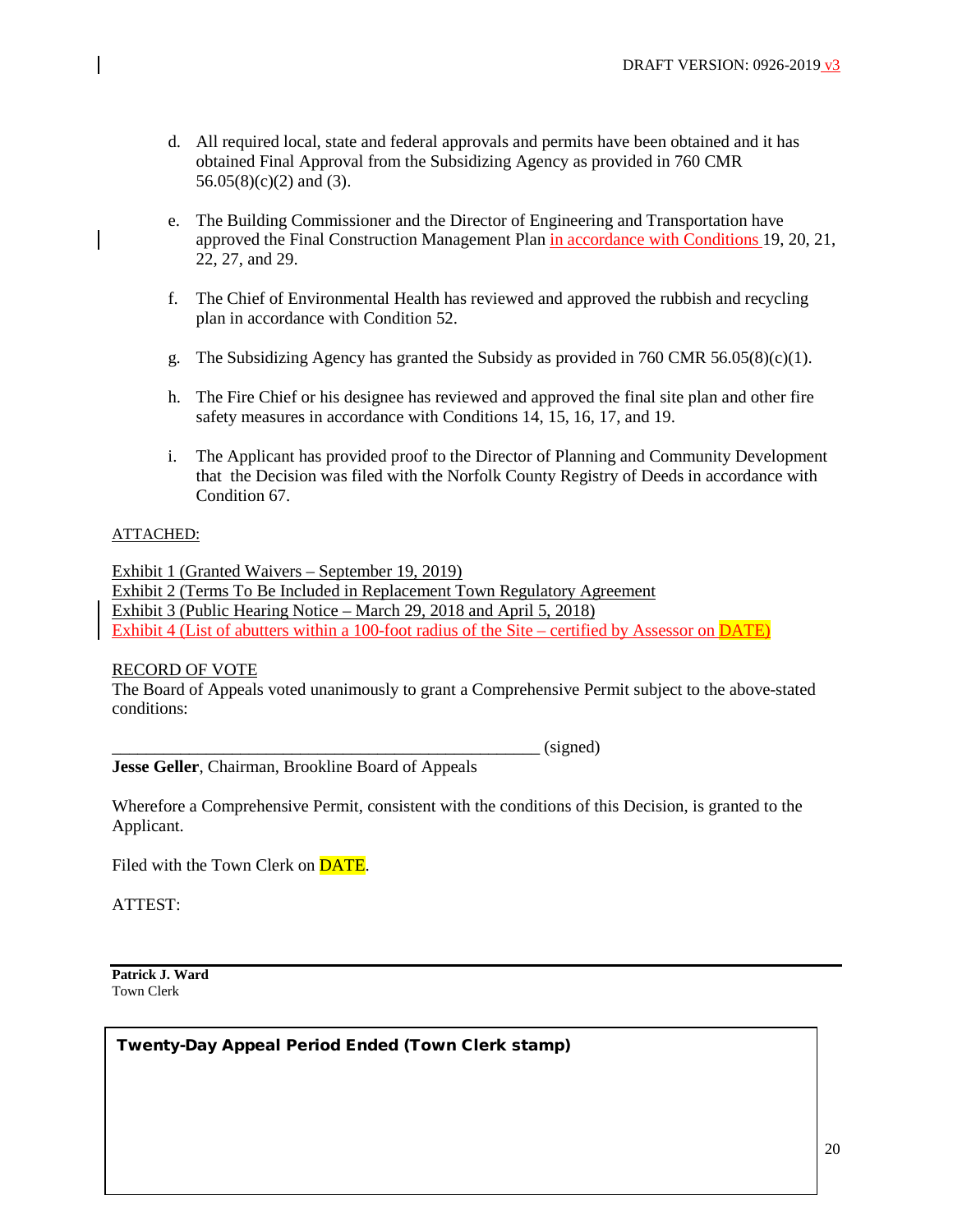d. All required local, state and federal approvals and permits have been obtained and it has obtained Final Approval from the Subsidizing Agency as provided in 760 CMR 56.05(8)(c)(2) and (3).

e. The Building Commissioner and the Director of Engineering and Transportation have approved the Final Construction Management Plan in accordance with Conditions 19, 20, 21, 22, 27, and 29.

f. The Chief of Environmental Health has reviewed and approved the rubbish and recycling plan in accordance with Condition 52.

g. The Subsidizing Agency has granted the Subsidy as provided in 760 CMR 56.05(8)(c)(1).

h. The Fire Chief or his designee has reviewed and approved the final site plan and other fire safety measures in accordance with Conditions 14, 15, 16, 17, and 19.

i. The Applicant has provided proof to the Director of Planning and Community Development that the Decision was filed with the Norfolk County Registry of Deeds in accordance with Condition 67.

ATTACHED:

Exhibit 1 (Granted Waivers – September 19, 2019)
Exhibit 2 (Terms To Be Included in Replacement Town Regulatory Agreement
Exhibit 3 (Public Hearing Notice – March 29, 2018 and April 5, 2018)
Exhibit 4 (List of abutters within a 100-foot radius of the Site – certified by Assessor on DATE)

RECORD OF VOTE
The Board of Appeals voted unanimously to grant a Comprehensive Permit subject to the above-stated conditions:

_______________________________________________ (signed)
**Jesse Geller**, Chairman, Brookline Board of Appeals

Wherefore a Comprehensive Permit, consistent with the conditions of this Decision, is granted to the Applicant.

Filed with the Town Clerk on DATE.

ATTEST:

**Patrick J. Ward**
Town Clerk

**Twenty-Day Appeal Period Ended (Town Clerk stamp)**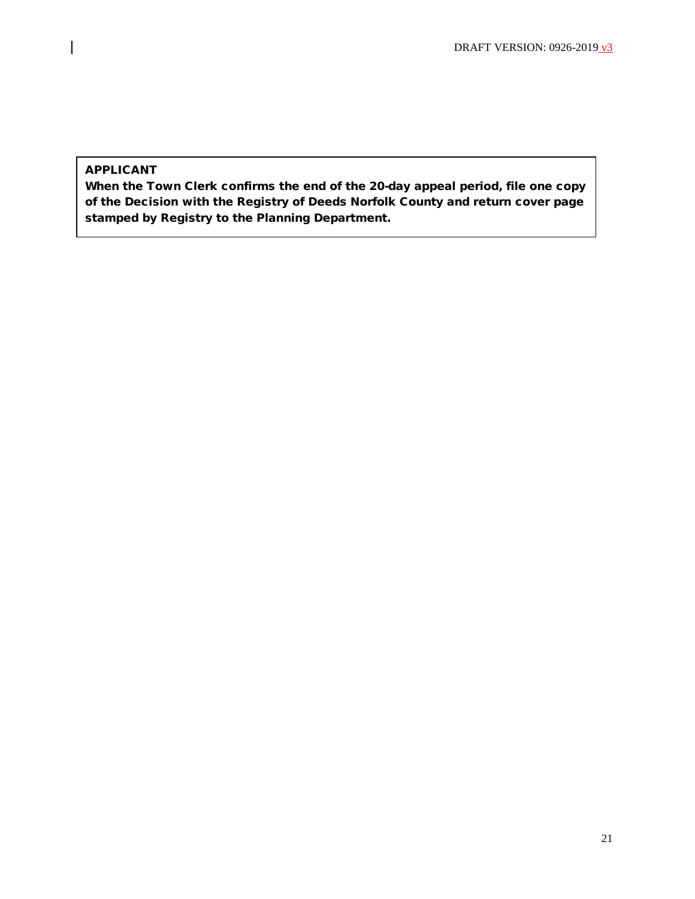**APPLICANT**
**When the Town Clerk confirms the end of the 20-day appeal period, file one copy of the Decision with the Registry of Deeds Norfolk County and return cover page stamped by Registry to the Planning Department.**